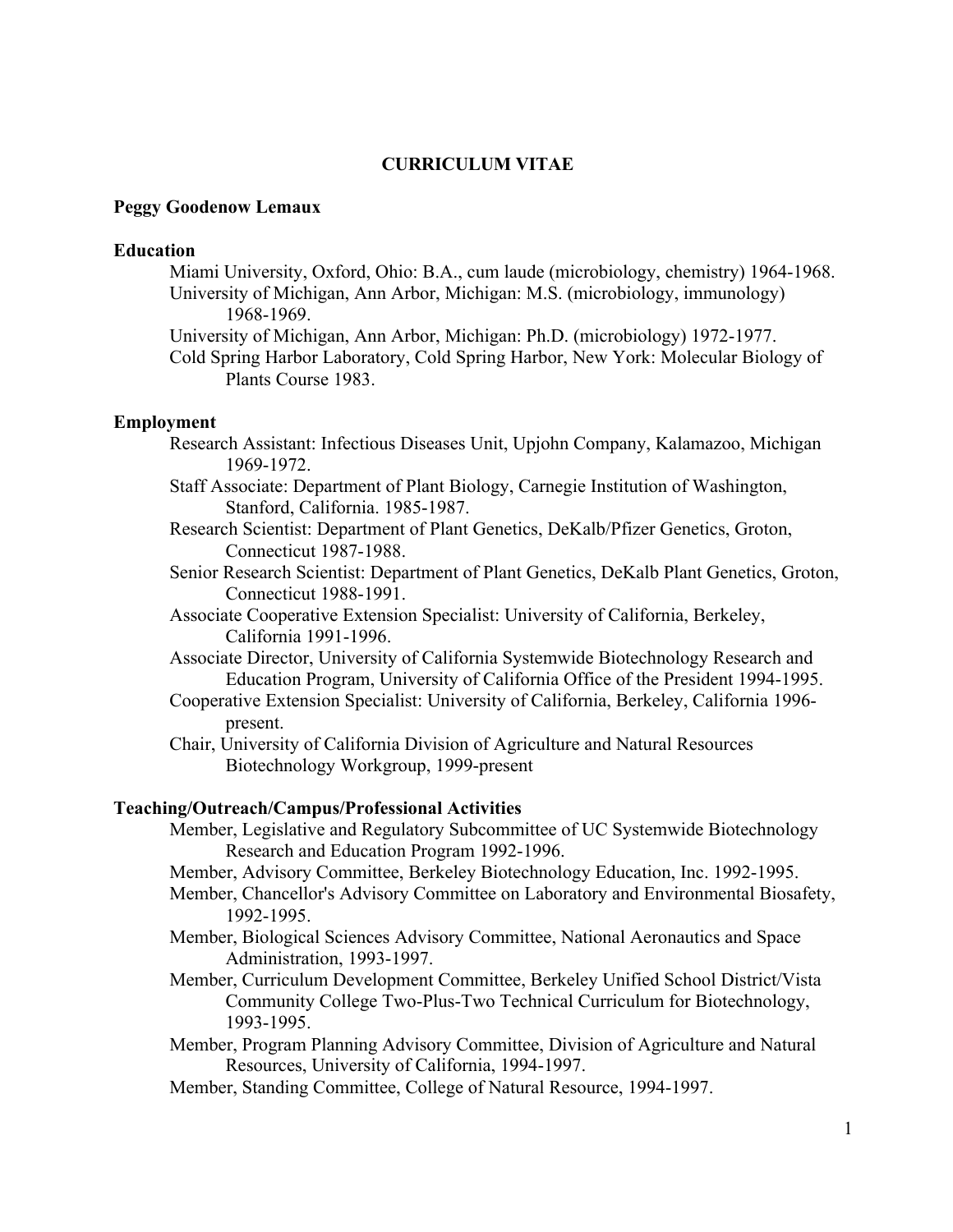# CURRICULUM VITAE

## Peggy Goodenow Lemaux

### Education

- Miami University, Oxford, Ohio: B.A., cum laude (microbiology, chemistry) 1964-1968.
- University of Michigan, Ann Arbor, Michigan: M.S. (microbiology, immunology) 1968-1969.
- University of Michigan, Ann Arbor, Michigan: Ph.D. (microbiology) 1972-1977.
- Cold Spring Harbor Laboratory, Cold Spring Harbor, New York: Molecular Biology of Plants Course 1983.

### Employment

- Research Assistant: Infectious Diseases Unit, Upjohn Company, Kalamazoo, Michigan 1969-1972.
- Staff Associate: Department of Plant Biology, Carnegie Institution of Washington, Stanford, California. 1985-1987.
- Research Scientist: Department of Plant Genetics, DeKalb/Pfizer Genetics, Groton, Connecticut 1987-1988.
- Senior Research Scientist: Department of Plant Genetics, DeKalb Plant Genetics, Groton, Connecticut 1988-1991.
- Associate Cooperative Extension Specialist: University of California, Berkeley, California 1991-1996.
- Associate Director, University of California Systemwide Biotechnology Research and Education Program, University of California Office of the President 1994-1995.
- Cooperative Extension Specialist: University of California, Berkeley, California 1996-present.
- Chair, University of California Division of Agriculture and Natural Resources Biotechnology Workgroup, 1999-present

### Teaching/Outreach/Campus/Professional Activities

- Member, Legislative and Regulatory Subcommittee of UC Systemwide Biotechnology Research and Education Program 1992-1996.
- Member, Advisory Committee, Berkeley Biotechnology Education, Inc. 1992-1995.
- Member, Chancellor's Advisory Committee on Laboratory and Environmental Biosafety, 1992-1995.
- Member, Biological Sciences Advisory Committee, National Aeronautics and Space Administration, 1993-1997.
- Member, Curriculum Development Committee, Berkeley Unified School District/Vista Community College Two-Plus-Two Technical Curriculum for Biotechnology, 1993-1995.
- Member, Program Planning Advisory Committee, Division of Agriculture and Natural Resources, University of California, 1994-1997.
- Member, Standing Committee, College of Natural Resource, 1994-1997.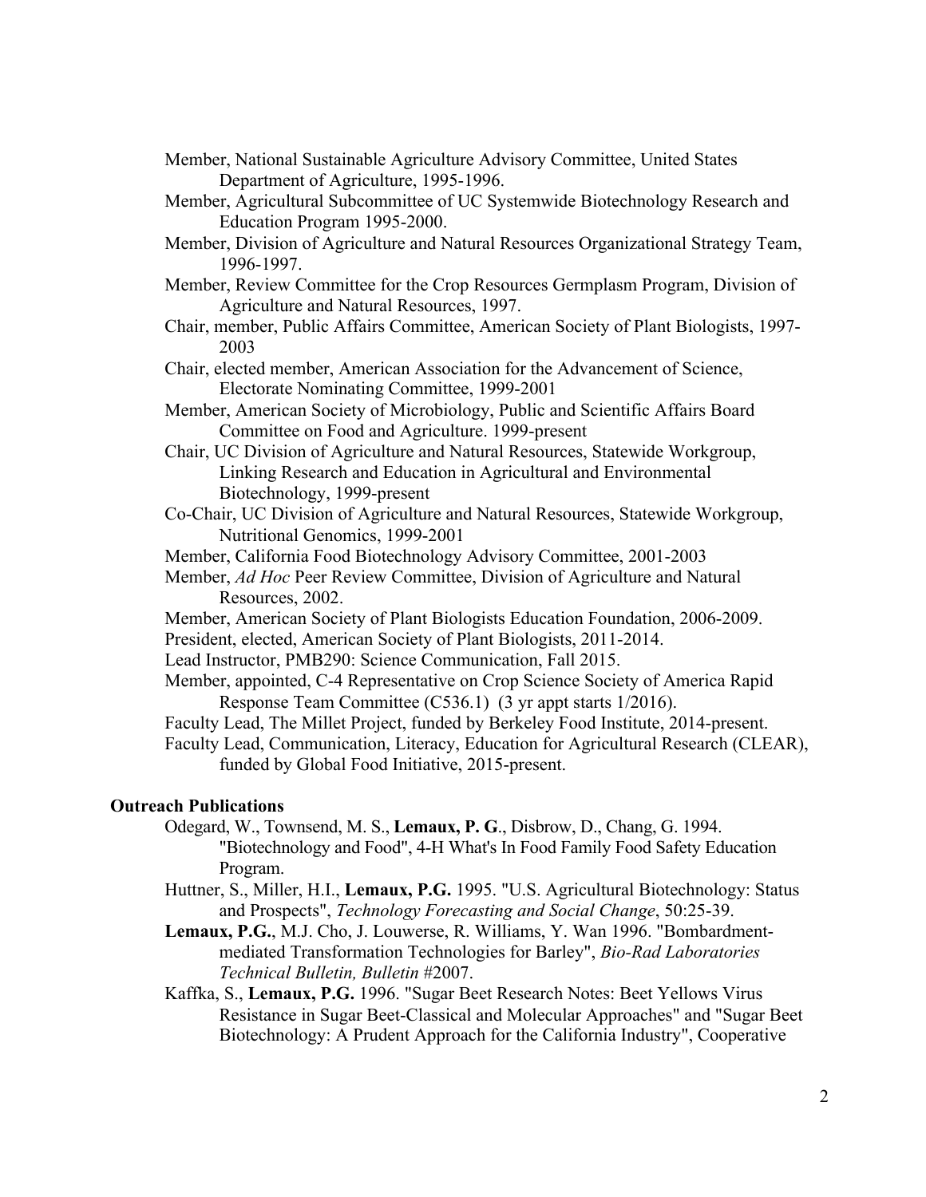Member, National Sustainable Agriculture Advisory Committee, United States Department of Agriculture, 1995-1996.

Member, Agricultural Subcommittee of UC Systemwide Biotechnology Research and Education Program 1995-2000.

Member, Division of Agriculture and Natural Resources Organizational Strategy Team, 1996-1997.

Member, Review Committee for the Crop Resources Germplasm Program, Division of Agriculture and Natural Resources, 1997.

Chair, member, Public Affairs Committee, American Society of Plant Biologists, 1997-2003

Chair, elected member, American Association for the Advancement of Science, Electorate Nominating Committee, 1999-2001

Member, American Society of Microbiology, Public and Scientific Affairs Board Committee on Food and Agriculture. 1999-present

Chair, UC Division of Agriculture and Natural Resources, Statewide Workgroup, Linking Research and Education in Agricultural and Environmental Biotechnology, 1999-present

Co-Chair, UC Division of Agriculture and Natural Resources, Statewide Workgroup, Nutritional Genomics, 1999-2001

Member, California Food Biotechnology Advisory Committee, 2001-2003

Member, *Ad Hoc* Peer Review Committee, Division of Agriculture and Natural Resources, 2002.

Member, American Society of Plant Biologists Education Foundation, 2006-2009.

President, elected, American Society of Plant Biologists, 2011-2014.

Lead Instructor, PMB290: Science Communication, Fall 2015.

Member, appointed, C-4 Representative on Crop Science Society of America Rapid Response Team Committee (C536.1) (3 yr appt starts 1/2016).

Faculty Lead, The Millet Project, funded by Berkeley Food Institute, 2014-present.

Faculty Lead, Communication, Literacy, Education for Agricultural Research (CLEAR), funded by Global Food Initiative, 2015-present.

### Outreach Publications

Odegard, W., Townsend, M. S., **Lemaux, P. G**., Disbrow, D., Chang, G. 1994. "Biotechnology and Food", 4-H What's In Food Family Food Safety Education Program.

Huttner, S., Miller, H.I., **Lemaux, P.G.** 1995. "U.S. Agricultural Biotechnology: Status and Prospects", *Technology Forecasting and Social Change*, 50:25-39.

**Lemaux, P.G.**, M.J. Cho, J. Louwerse, R. Williams, Y. Wan 1996. "Bombardment-mediated Transformation Technologies for Barley", *Bio-Rad Laboratories Technical Bulletin, Bulletin* #2007.

Kaffka, S., **Lemaux, P.G.** 1996. "Sugar Beet Research Notes: Beet Yellows Virus Resistance in Sugar Beet-Classical and Molecular Approaches" and "Sugar Beet Biotechnology: A Prudent Approach for the California Industry", Cooperative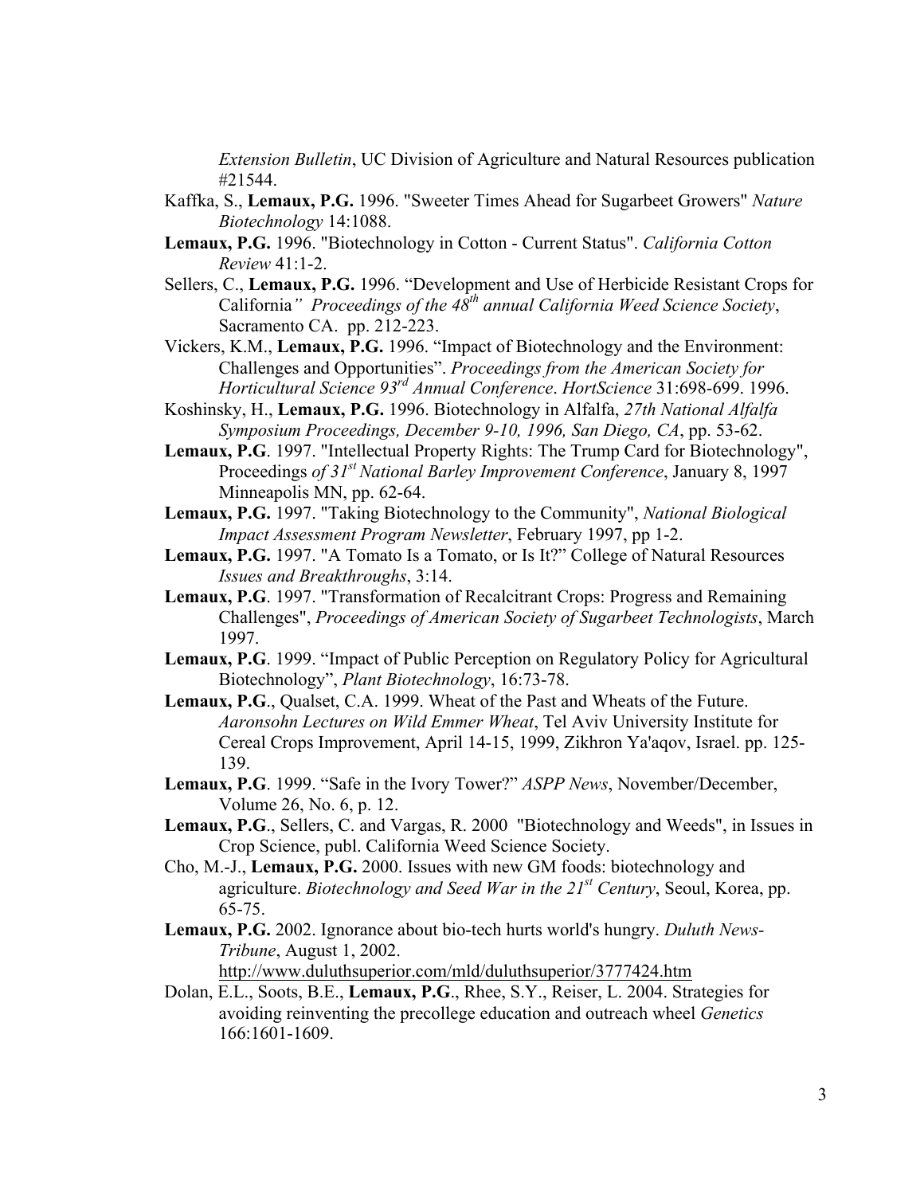*Extension Bulletin*, UC Division of Agriculture and Natural Resources publication #21544.

Kaffka, S., **Lemaux, P.G.** 1996. "Sweeter Times Ahead for Sugarbeet Growers" *Nature Biotechnology* 14:1088.

**Lemaux, P.G.** 1996. "Biotechnology in Cotton - Current Status". *California Cotton Review* 41:1-2.

Sellers, C., **Lemaux, P.G.** 1996. "Development and Use of Herbicide Resistant Crops for California*" Proceedings of the 48th annual California Weed Science Society*, Sacramento CA. pp. 212-223.

Vickers, K.M., **Lemaux, P.G.** 1996. "Impact of Biotechnology and the Environment: Challenges and Opportunities". *Proceedings from the American Society for Horticultural Science 93rd Annual Conference*. *HortScience* 31:698-699. 1996.

Koshinsky, H., **Lemaux, P.G.** 1996. Biotechnology in Alfalfa, *27th National Alfalfa Symposium Proceedings, December 9-10, 1996, San Diego, CA*, pp. 53-62.

**Lemaux, P.G**. 1997. "Intellectual Property Rights: The Trump Card for Biotechnology", Proceedings *of 31st National Barley Improvement Conference*, January 8, 1997 Minneapolis MN, pp. 62-64.

**Lemaux, P.G.** 1997. "Taking Biotechnology to the Community", *National Biological Impact Assessment Program Newsletter*, February 1997, pp 1-2.

**Lemaux, P.G.** 1997. "A Tomato Is a Tomato, or Is It?" College of Natural Resources *Issues and Breakthroughs*, 3:14.

**Lemaux, P.G**. 1997. "Transformation of Recalcitrant Crops: Progress and Remaining Challenges", *Proceedings of American Society of Sugarbeet Technologists*, March 1997.

**Lemaux, P.G**. 1999. "Impact of Public Perception on Regulatory Policy for Agricultural Biotechnology", *Plant Biotechnology*, 16:73-78.

**Lemaux, P.G**., Qualset, C.A. 1999. Wheat of the Past and Wheats of the Future. *Aaronsohn Lectures on Wild Emmer Wheat*, Tel Aviv University Institute for Cereal Crops Improvement, April 14-15, 1999, Zikhron Ya'aqov, Israel. pp. 125-139.

**Lemaux, P.G**. 1999. "Safe in the Ivory Tower?" *ASPP News*, November/December, Volume 26, No. 6, p. 12.

**Lemaux, P.G**., Sellers, C. and Vargas, R. 2000 "Biotechnology and Weeds", in Issues in Crop Science, publ. California Weed Science Society.

Cho, M.-J., **Lemaux, P.G.** 2000. Issues with new GM foods: biotechnology and agriculture. *Biotechnology and Seed War in the 21st Century*, Seoul, Korea, pp. 65-75.

**Lemaux, P.G.** 2002. Ignorance about bio-tech hurts world's hungry. *Duluth News-Tribune*, August 1, 2002. http://www.duluthsuperior.com/mld/duluthsuperior/3777424.htm

Dolan, E.L., Soots, B.E., **Lemaux, P.G**., Rhee, S.Y., Reiser, L. 2004. Strategies for avoiding reinventing the precollege education and outreach wheel *Genetics* 166:1601-1609.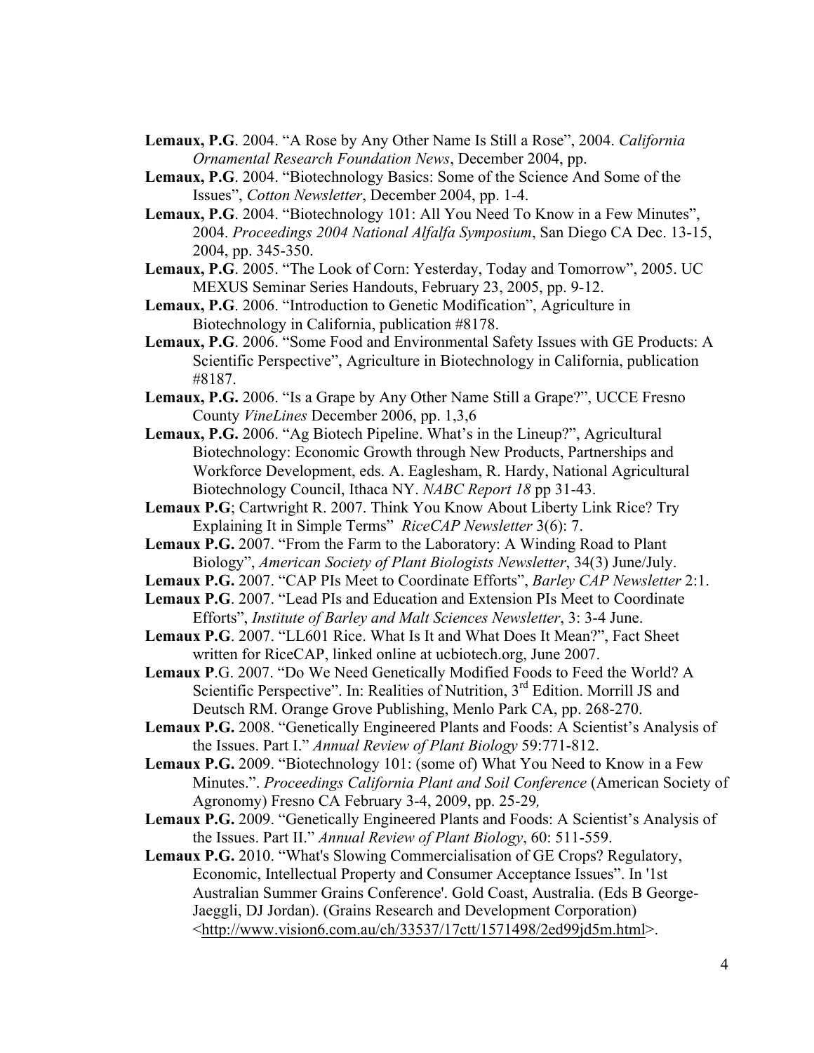**Lemaux, P.G**. 2004. "A Rose by Any Other Name Is Still a Rose", 2004. *California Ornamental Research Foundation News*, December 2004, pp.

**Lemaux, P.G**. 2004. "Biotechnology Basics: Some of the Science And Some of the Issues", *Cotton Newsletter*, December 2004, pp. 1-4.

**Lemaux, P.G**. 2004. "Biotechnology 101: All You Need To Know in a Few Minutes", 2004. *Proceedings 2004 National Alfalfa Symposium*, San Diego CA Dec. 13-15, 2004, pp. 345-350.

**Lemaux, P.G**. 2005. "The Look of Corn: Yesterday, Today and Tomorrow", 2005. UC MEXUS Seminar Series Handouts, February 23, 2005, pp. 9-12.

**Lemaux, P.G**. 2006. "Introduction to Genetic Modification", Agriculture in Biotechnology in California, publication #8178.

**Lemaux, P.G**. 2006. "Some Food and Environmental Safety Issues with GE Products: A Scientific Perspective", Agriculture in Biotechnology in California, publication #8187.

**Lemaux, P.G.** 2006. "Is a Grape by Any Other Name Still a Grape?", UCCE Fresno County *VineLines* December 2006, pp. 1,3,6

**Lemaux, P.G.** 2006. "Ag Biotech Pipeline. What's in the Lineup?", Agricultural Biotechnology: Economic Growth through New Products, Partnerships and Workforce Development, eds. A. Eaglesham, R. Hardy, National Agricultural Biotechnology Council, Ithaca NY. *NABC Report 18* pp 31-43.

**Lemaux P.G**; Cartwright R. 2007. Think You Know About Liberty Link Rice? Try Explaining It in Simple Terms" *RiceCAP Newsletter* 3(6): 7.

**Lemaux P.G.** 2007. "From the Farm to the Laboratory: A Winding Road to Plant Biology", *American Society of Plant Biologists Newsletter*, 34(3) June/July.

**Lemaux P.G.** 2007. "CAP PIs Meet to Coordinate Efforts", *Barley CAP Newsletter* 2:1.

**Lemaux P.G**. 2007. "Lead PIs and Education and Extension PIs Meet to Coordinate Efforts", *Institute of Barley and Malt Sciences Newsletter*, 3: 3-4 June.

**Lemaux P.G**. 2007. "LL601 Rice. What Is It and What Does It Mean?", Fact Sheet written for RiceCAP, linked online at ucbiotech.org, June 2007.

**Lemaux P**.G. 2007. "Do We Need Genetically Modified Foods to Feed the World? A Scientific Perspective". In: Realities of Nutrition, 3rd Edition. Morrill JS and Deutsch RM. Orange Grove Publishing, Menlo Park CA, pp. 268-270.

**Lemaux P.G.** 2008. "Genetically Engineered Plants and Foods: A Scientist's Analysis of the Issues. Part I." *Annual Review of Plant Biology* 59:771-812.

**Lemaux P.G.** 2009. "Biotechnology 101: (some of) What You Need to Know in a Few Minutes.". *Proceedings California Plant and Soil Conference* (American Society of Agronomy) Fresno CA February 3-4, 2009, pp. 25-29*,*

**Lemaux P.G.** 2009. "Genetically Engineered Plants and Foods: A Scientist's Analysis of the Issues. Part II." *Annual Review of Plant Biology*, 60: 511-559.

**Lemaux P.G.** 2010. "What's Slowing Commercialisation of GE Crops? Regulatory, Economic, Intellectual Property and Consumer Acceptance Issues". In '1st Australian Summer Grains Conference'. Gold Coast, Australia. (Eds B George-Jaeggli, DJ Jordan). (Grains Research and Development Corporation) <http://www.vision6.com.au/ch/33537/17ctt/1571498/2ed99jd5m.html>.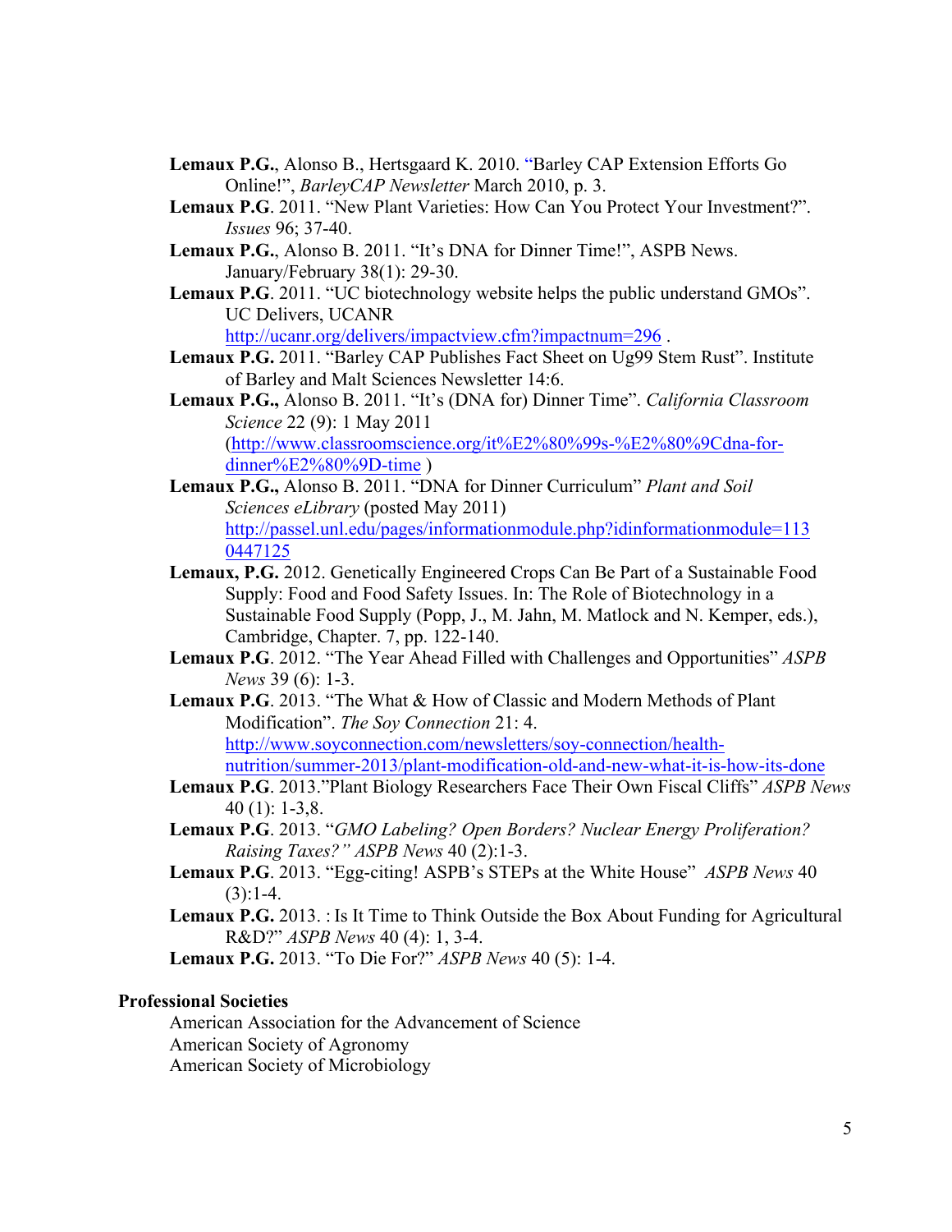**Lemaux P.G.**, Alonso B., Hertsgaard K. 2010. "Barley CAP Extension Efforts Go Online!", *BarleyCAP Newsletter* March 2010, p. 3.

**Lemaux P.G**. 2011. "New Plant Varieties: How Can You Protect Your Investment?". *Issues* 96; 37-40.

**Lemaux P.G.**, Alonso B. 2011. "It's DNA for Dinner Time!", ASPB News. January/February 38(1): 29-30.

**Lemaux P.G**. 2011. "UC biotechnology website helps the public understand GMOs". UC Delivers, UCANR http://ucanr.org/delivers/impactview.cfm?impactnum=296 .

**Lemaux P.G.** 2011. "Barley CAP Publishes Fact Sheet on Ug99 Stem Rust". Institute of Barley and Malt Sciences Newsletter 14:6.

**Lemaux P.G.,** Alonso B. 2011. "It's (DNA for) Dinner Time". *California Classroom Science* 22 (9): 1 May 2011 (http://www.classroomscience.org/it%E2%80%99s-%E2%80%9Cdna-for-dinner%E2%80%9D-time )

**Lemaux P.G.,** Alonso B. 2011. "DNA for Dinner Curriculum" *Plant and Soil Sciences eLibrary* (posted May 2011) http://passel.unl.edu/pages/informationmodule.php?idinformationmodule=1130447125

**Lemaux, P.G.** 2012. Genetically Engineered Crops Can Be Part of a Sustainable Food Supply: Food and Food Safety Issues. In: The Role of Biotechnology in a Sustainable Food Supply (Popp, J., M. Jahn, M. Matlock and N. Kemper, eds.), Cambridge, Chapter. 7, pp. 122-140.

**Lemaux P.G**. 2012. "The Year Ahead Filled with Challenges and Opportunities" *ASPB News* 39 (6): 1-3.

**Lemaux P.G**. 2013. "The What & How of Classic and Modern Methods of Plant Modification". *The Soy Connection* 21: 4. http://www.soyconnection.com/newsletters/soy-connection/health-nutrition/summer-2013/plant-modification-old-and-new-what-it-is-how-its-done

**Lemaux P.G**. 2013."Plant Biology Researchers Face Their Own Fiscal Cliffs" *ASPB News* 40 (1): 1-3,8.

**Lemaux P.G**. 2013. "*GMO Labeling? Open Borders? Nuclear Energy Proliferation? Raising Taxes?" ASPB News* 40 (2):1-3.

**Lemaux P.G**. 2013. "Egg-citing! ASPB's STEPs at the White House" *ASPB News* 40 (3):1-4.

**Lemaux P.G.** 2013. : Is It Time to Think Outside the Box About Funding for Agricultural R&D?" *ASPB News* 40 (4): 1, 3-4.

**Lemaux P.G.** 2013. "To Die For?" *ASPB News* 40 (5): 1-4.

**Professional Societies**

American Association for the Advancement of Science
American Society of Agronomy
American Society of Microbiology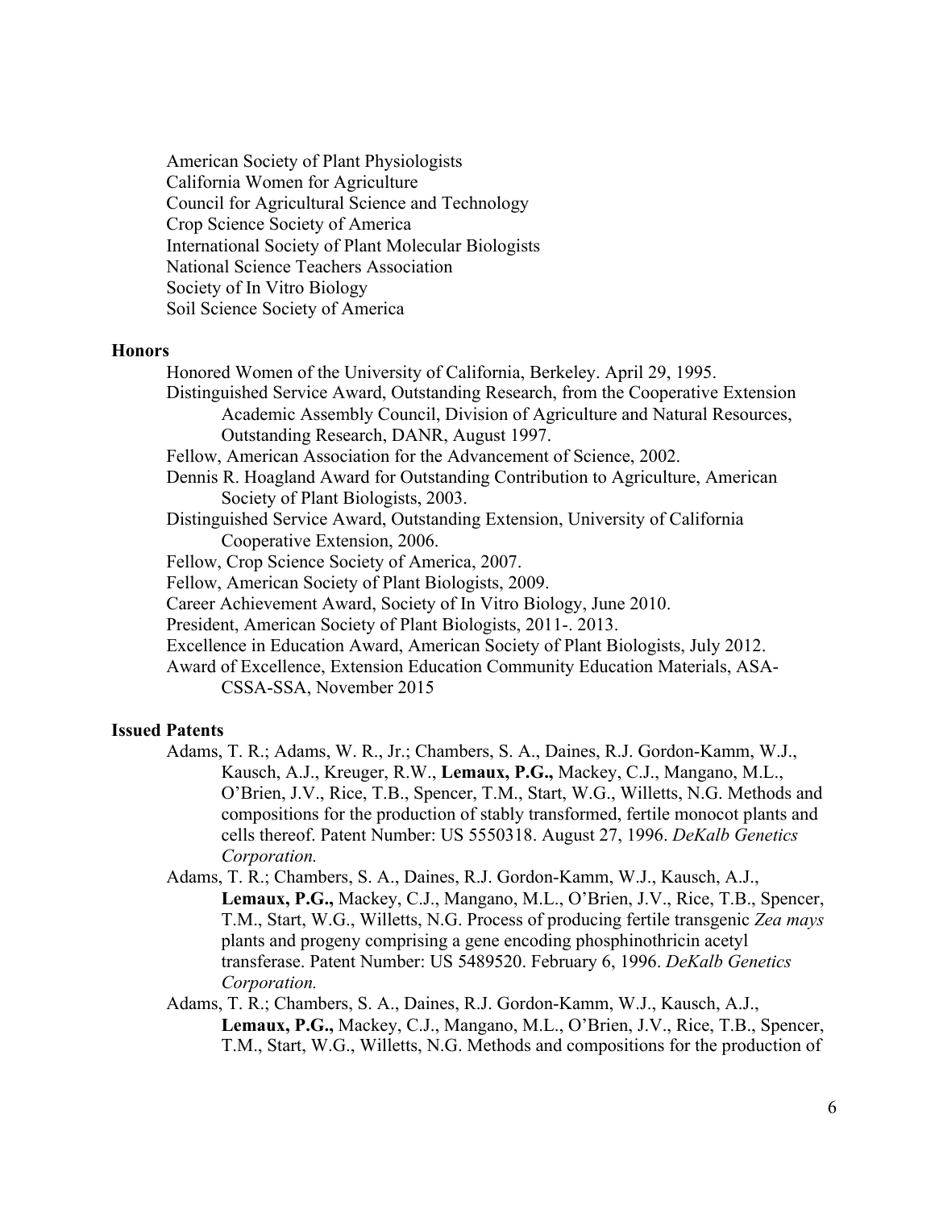American Society of Plant Physiologists
California Women for Agriculture
Council for Agricultural Science and Technology
Crop Science Society of America
International Society of Plant Molecular Biologists
National Science Teachers Association
Society of In Vitro Biology
Soil Science Society of America

## Honors

Honored Women of the University of California, Berkeley. April 29, 1995.

Distinguished Service Award, Outstanding Research, from the Cooperative Extension Academic Assembly Council, Division of Agriculture and Natural Resources, Outstanding Research, DANR, August 1997.

Fellow, American Association for the Advancement of Science, 2002.

Dennis R. Hoagland Award for Outstanding Contribution to Agriculture, American Society of Plant Biologists, 2003.

Distinguished Service Award, Outstanding Extension, University of California Cooperative Extension, 2006.

Fellow, Crop Science Society of America, 2007.

Fellow, American Society of Plant Biologists, 2009.

Career Achievement Award, Society of In Vitro Biology, June 2010.

President, American Society of Plant Biologists, 2011-. 2013.

Excellence in Education Award, American Society of Plant Biologists, July 2012.

Award of Excellence, Extension Education Community Education Materials, ASA-CSSA-SSA, November 2015

## Issued Patents

Adams, T. R.; Adams, W. R., Jr.; Chambers, S. A., Daines, R.J. Gordon-Kamm, W.J., Kausch, A.J., Kreuger, R.W., **Lemaux, P.G.,** Mackey, C.J., Mangano, M.L., O'Brien, J.V., Rice, T.B., Spencer, T.M., Start, W.G., Willetts, N.G. Methods and compositions for the production of stably transformed, fertile monocot plants and cells thereof. Patent Number: US 5550318. August 27, 1996. *DeKalb Genetics Corporation.*

Adams, T. R.; Chambers, S. A., Daines, R.J. Gordon-Kamm, W.J., Kausch, A.J., **Lemaux, P.G.,** Mackey, C.J., Mangano, M.L., O'Brien, J.V., Rice, T.B., Spencer, T.M., Start, W.G., Willetts, N.G. Process of producing fertile transgenic *Zea mays* plants and progeny comprising a gene encoding phosphinothricin acetyl transferase. Patent Number: US 5489520. February 6, 1996. *DeKalb Genetics Corporation.*

Adams, T. R.; Chambers, S. A., Daines, R.J. Gordon-Kamm, W.J., Kausch, A.J., **Lemaux, P.G.,** Mackey, C.J., Mangano, M.L., O'Brien, J.V., Rice, T.B., Spencer, T.M., Start, W.G., Willetts, N.G. Methods and compositions for the production of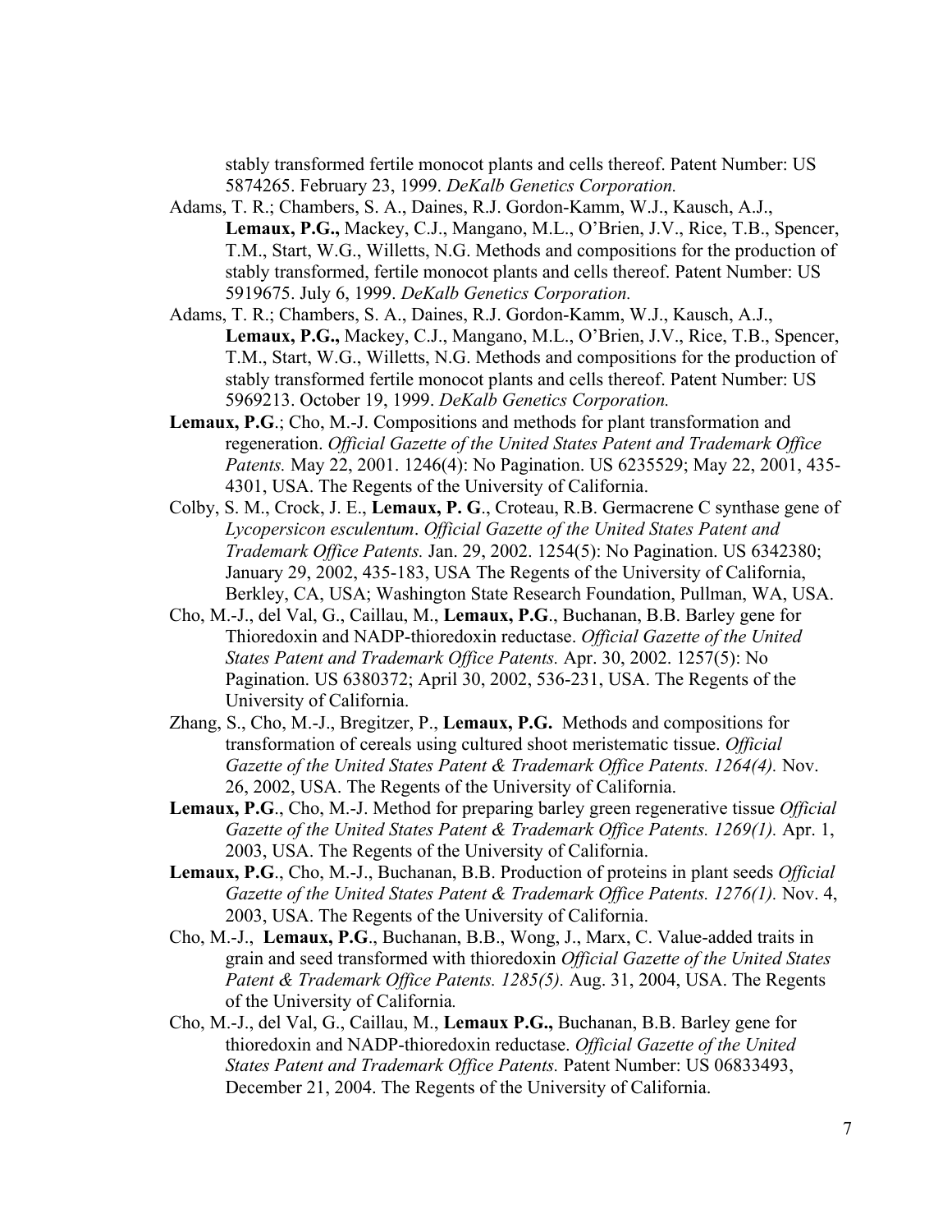stably transformed fertile monocot plants and cells thereof. Patent Number: US 5874265. February 23, 1999. *DeKalb Genetics Corporation.*

Adams, T. R.; Chambers, S. A., Daines, R.J. Gordon-Kamm, W.J., Kausch, A.J., **Lemaux, P.G.,** Mackey, C.J., Mangano, M.L., O'Brien, J.V., Rice, T.B., Spencer, T.M., Start, W.G., Willetts, N.G. Methods and compositions for the production of stably transformed, fertile monocot plants and cells thereof. Patent Number: US 5919675. July 6, 1999. *DeKalb Genetics Corporation.*

Adams, T. R.; Chambers, S. A., Daines, R.J. Gordon-Kamm, W.J., Kausch, A.J., **Lemaux, P.G.,** Mackey, C.J., Mangano, M.L., O'Brien, J.V., Rice, T.B., Spencer, T.M., Start, W.G., Willetts, N.G. Methods and compositions for the production of stably transformed fertile monocot plants and cells thereof. Patent Number: US 5969213. October 19, 1999. *DeKalb Genetics Corporation.*

**Lemaux, P.G**.; Cho, M.-J. Compositions and methods for plant transformation and regeneration. *Official Gazette of the United States Patent and Trademark Office Patents.* May 22, 2001. 1246(4): No Pagination. US 6235529; May 22, 2001, 435-4301, USA. The Regents of the University of California.

Colby, S. M., Crock, J. E., **Lemaux, P. G**., Croteau, R.B. Germacrene C synthase gene of *Lycopersicon esculentum*. *Official Gazette of the United States Patent and Trademark Office Patents.* Jan. 29, 2002. 1254(5): No Pagination. US 6342380; January 29, 2002, 435-183, USA The Regents of the University of California, Berkley, CA, USA; Washington State Research Foundation, Pullman, WA, USA.

Cho, M.-J., del Val, G., Caillau, M., **Lemaux, P.G**., Buchanan, B.B. Barley gene for Thioredoxin and NADP-thioredoxin reductase. *Official Gazette of the United States Patent and Trademark Office Patents.* Apr. 30, 2002. 1257(5): No Pagination. US 6380372; April 30, 2002, 536-231, USA. The Regents of the University of California.

Zhang, S., Cho, M.-J., Bregitzer, P., **Lemaux, P.G.** Methods and compositions for transformation of cereals using cultured shoot meristematic tissue. *Official Gazette of the United States Patent & Trademark Office Patents. 1264(4).* Nov. 26, 2002, USA. The Regents of the University of California.

**Lemaux, P.G**., Cho, M.-J. Method for preparing barley green regenerative tissue *Official Gazette of the United States Patent & Trademark Office Patents. 1269(1).* Apr. 1, 2003, USA. The Regents of the University of California.

**Lemaux, P.G**., Cho, M.-J., Buchanan, B.B. Production of proteins in plant seeds *Official Gazette of the United States Patent & Trademark Office Patents. 1276(1).* Nov. 4, 2003, USA. The Regents of the University of California.

Cho, M.-J., **Lemaux, P.G**., Buchanan, B.B., Wong, J., Marx, C. Value-added traits in grain and seed transformed with thioredoxin *Official Gazette of the United States Patent & Trademark Office Patents. 1285(5).* Aug. 31, 2004, USA. The Regents of the University of California*.*

Cho, M.-J., del Val, G., Caillau, M., **Lemaux P.G.,** Buchanan, B.B. Barley gene for thioredoxin and NADP-thioredoxin reductase. *Official Gazette of the United States Patent and Trademark Office Patents.* Patent Number: US 06833493, December 21, 2004. The Regents of the University of California.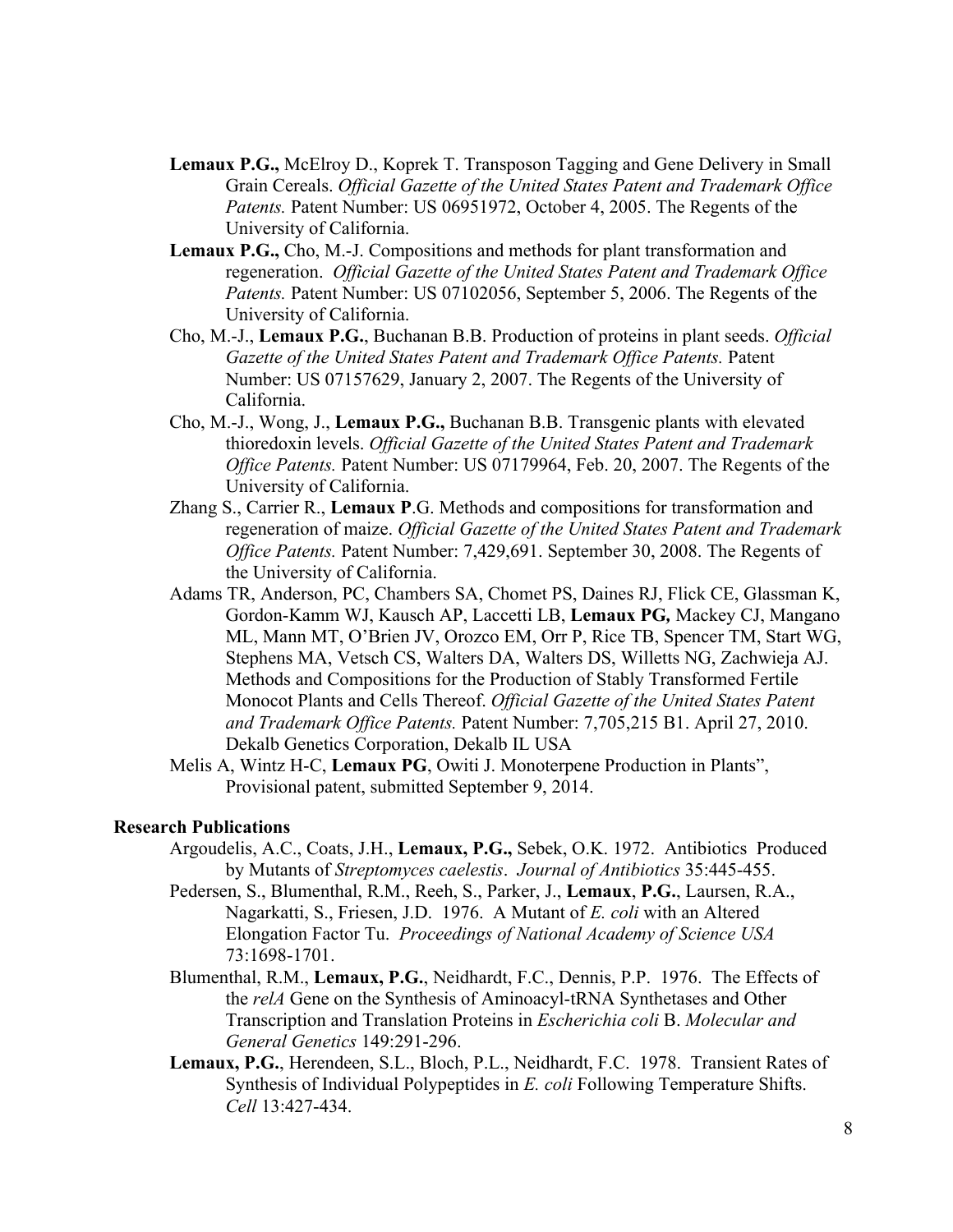**Lemaux P.G.,** McElroy D., Koprek T. Transposon Tagging and Gene Delivery in Small Grain Cereals. *Official Gazette of the United States Patent and Trademark Office Patents.* Patent Number: US 06951972, October 4, 2005. The Regents of the University of California.

**Lemaux P.G.,** Cho, M.-J. Compositions and methods for plant transformation and regeneration. *Official Gazette of the United States Patent and Trademark Office Patents.* Patent Number: US 07102056, September 5, 2006. The Regents of the University of California.

Cho, M.-J., **Lemaux P.G.**, Buchanan B.B. Production of proteins in plant seeds. *Official Gazette of the United States Patent and Trademark Office Patents.* Patent Number: US 07157629, January 2, 2007. The Regents of the University of California.

Cho, M.-J., Wong, J., **Lemaux P.G.,** Buchanan B.B. Transgenic plants with elevated thioredoxin levels. *Official Gazette of the United States Patent and Trademark Office Patents.* Patent Number: US 07179964, Feb. 20, 2007. The Regents of the University of California.

Zhang S., Carrier R., **Lemaux P**.G. Methods and compositions for transformation and regeneration of maize. *Official Gazette of the United States Patent and Trademark Office Patents.* Patent Number: 7,429,691. September 30, 2008. The Regents of the University of California.

Adams TR, Anderson, PC, Chambers SA, Chomet PS, Daines RJ, Flick CE, Glassman K, Gordon-Kamm WJ, Kausch AP, Laccetti LB, **Lemaux PG,** Mackey CJ, Mangano ML, Mann MT, O'Brien JV, Orozco EM, Orr P, Rice TB, Spencer TM, Start WG, Stephens MA, Vetsch CS, Walters DA, Walters DS, Willetts NG, Zachwieja AJ. Methods and Compositions for the Production of Stably Transformed Fertile Monocot Plants and Cells Thereof. *Official Gazette of the United States Patent and Trademark Office Patents.* Patent Number: 7,705,215 B1. April 27, 2010. Dekalb Genetics Corporation, Dekalb IL USA

Melis A, Wintz H-C, **Lemaux PG**, Owiti J. Monoterpene Production in Plants", Provisional patent, submitted September 9, 2014.

### Research Publications

Argoudelis, A.C., Coats, J.H., **Lemaux, P.G.,** Sebek, O.K. 1972. Antibiotics Produced by Mutants of *Streptomyces caelestis*. *Journal of Antibiotics* 35:445-455.

Pedersen, S., Blumenthal, R.M., Reeh, S., Parker, J., **Lemaux**, **P.G.**, Laursen, R.A., Nagarkatti, S., Friesen, J.D. 1976. A Mutant of *E. coli* with an Altered Elongation Factor Tu. *Proceedings of National Academy of Science USA* 73:1698-1701.

Blumenthal, R.M., **Lemaux, P.G.**, Neidhardt, F.C., Dennis, P.P. 1976. The Effects of the *relA* Gene on the Synthesis of Aminoacyl-tRNA Synthetases and Other Transcription and Translation Proteins in *Escherichia coli* B. *Molecular and General Genetics* 149:291-296.

**Lemaux, P.G.**, Herendeen, S.L., Bloch, P.L., Neidhardt, F.C. 1978. Transient Rates of Synthesis of Individual Polypeptides in *E. coli* Following Temperature Shifts. *Cell* 13:427-434.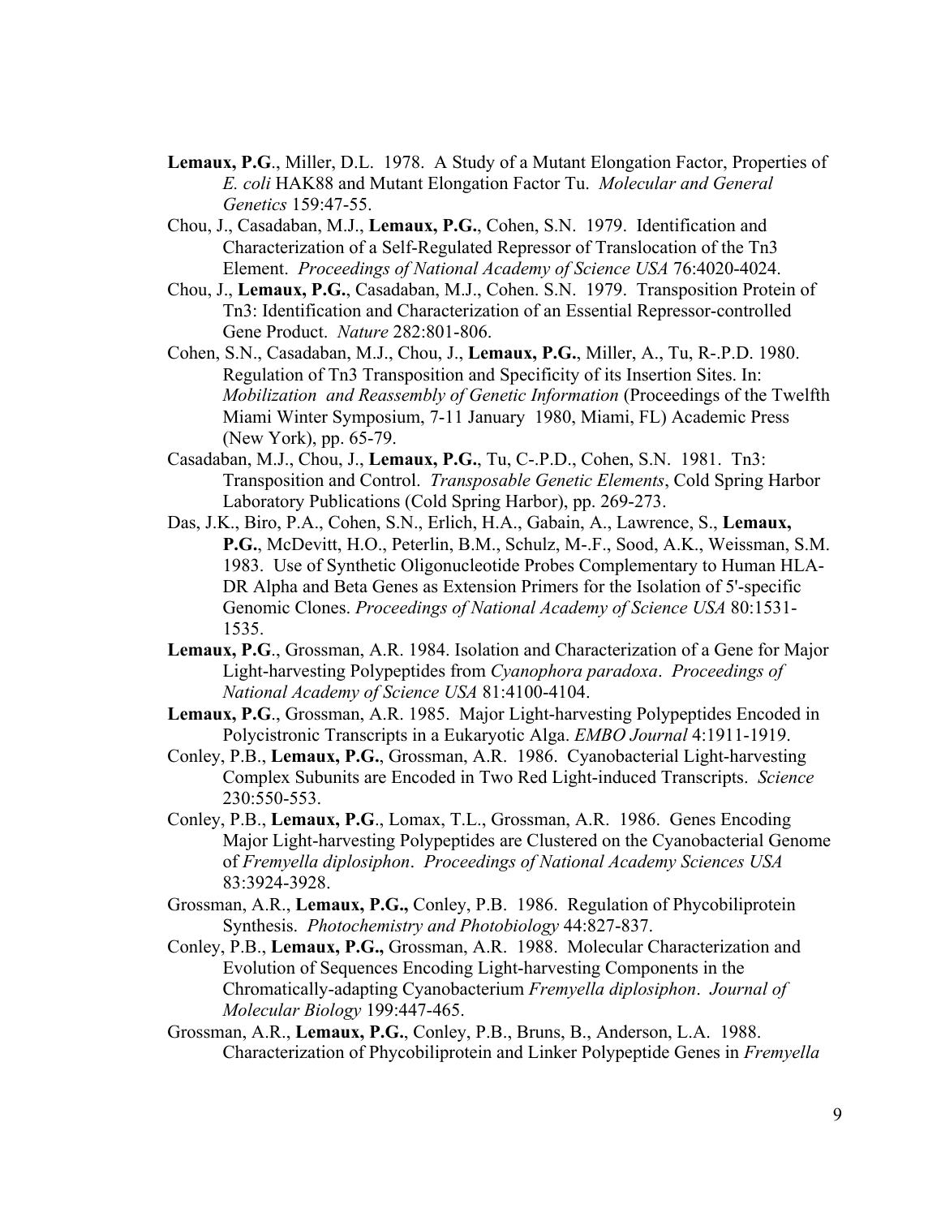**Lemaux, P.G**., Miller, D.L. 1978. A Study of a Mutant Elongation Factor, Properties of *E. coli* HAK88 and Mutant Elongation Factor Tu. *Molecular and General Genetics* 159:47-55.

Chou, J., Casadaban, M.J., **Lemaux, P.G.**, Cohen, S.N. 1979. Identification and Characterization of a Self-Regulated Repressor of Translocation of the Tn3 Element. *Proceedings of National Academy of Science USA* 76:4020-4024.

Chou, J., **Lemaux, P.G.**, Casadaban, M.J., Cohen. S.N. 1979. Transposition Protein of Tn3: Identification and Characterization of an Essential Repressor-controlled Gene Product. *Nature* 282:801-806.

Cohen, S.N., Casadaban, M.J., Chou, J., **Lemaux, P.G.**, Miller, A., Tu, R-.P.D. 1980. Regulation of Tn3 Transposition and Specificity of its Insertion Sites. In: *Mobilization and Reassembly of Genetic Information* (Proceedings of the Twelfth Miami Winter Symposium, 7-11 January 1980, Miami, FL) Academic Press (New York), pp. 65-79.

Casadaban, M.J., Chou, J., **Lemaux, P.G.**, Tu, C-.P.D., Cohen, S.N. 1981. Tn3: Transposition and Control. *Transposable Genetic Elements*, Cold Spring Harbor Laboratory Publications (Cold Spring Harbor), pp. 269-273.

Das, J.K., Biro, P.A., Cohen, S.N., Erlich, H.A., Gabain, A., Lawrence, S., **Lemaux, P.G.**, McDevitt, H.O., Peterlin, B.M., Schulz, M-.F., Sood, A.K., Weissman, S.M. 1983. Use of Synthetic Oligonucleotide Probes Complementary to Human HLA-DR Alpha and Beta Genes as Extension Primers for the Isolation of 5'-specific Genomic Clones. *Proceedings of National Academy of Science USA* 80:1531-1535.

**Lemaux, P.G**., Grossman, A.R. 1984. Isolation and Characterization of a Gene for Major Light-harvesting Polypeptides from *Cyanophora paradoxa*. *Proceedings of National Academy of Science USA* 81:4100-4104.

**Lemaux, P.G**., Grossman, A.R. 1985. Major Light-harvesting Polypeptides Encoded in Polycistronic Transcripts in a Eukaryotic Alga. *EMBO Journal* 4:1911-1919.

Conley, P.B., **Lemaux, P.G.**, Grossman, A.R. 1986. Cyanobacterial Light-harvesting Complex Subunits are Encoded in Two Red Light-induced Transcripts. *Science* 230:550-553.

Conley, P.B., **Lemaux, P.G**., Lomax, T.L., Grossman, A.R. 1986. Genes Encoding Major Light-harvesting Polypeptides are Clustered on the Cyanobacterial Genome of *Fremyella diplosiphon*. *Proceedings of National Academy Sciences USA* 83:3924-3928.

Grossman, A.R., **Lemaux, P.G.,** Conley, P.B. 1986. Regulation of Phycobiliprotein Synthesis. *Photochemistry and Photobiology* 44:827-837.

Conley, P.B., **Lemaux, P.G.,** Grossman, A.R. 1988. Molecular Characterization and Evolution of Sequences Encoding Light-harvesting Components in the Chromatically-adapting Cyanobacterium *Fremyella diplosiphon*. *Journal of Molecular Biology* 199:447-465.

Grossman, A.R., **Lemaux, P.G.**, Conley, P.B., Bruns, B., Anderson, L.A. 1988. Characterization of Phycobiliprotein and Linker Polypeptide Genes in *Fremyella*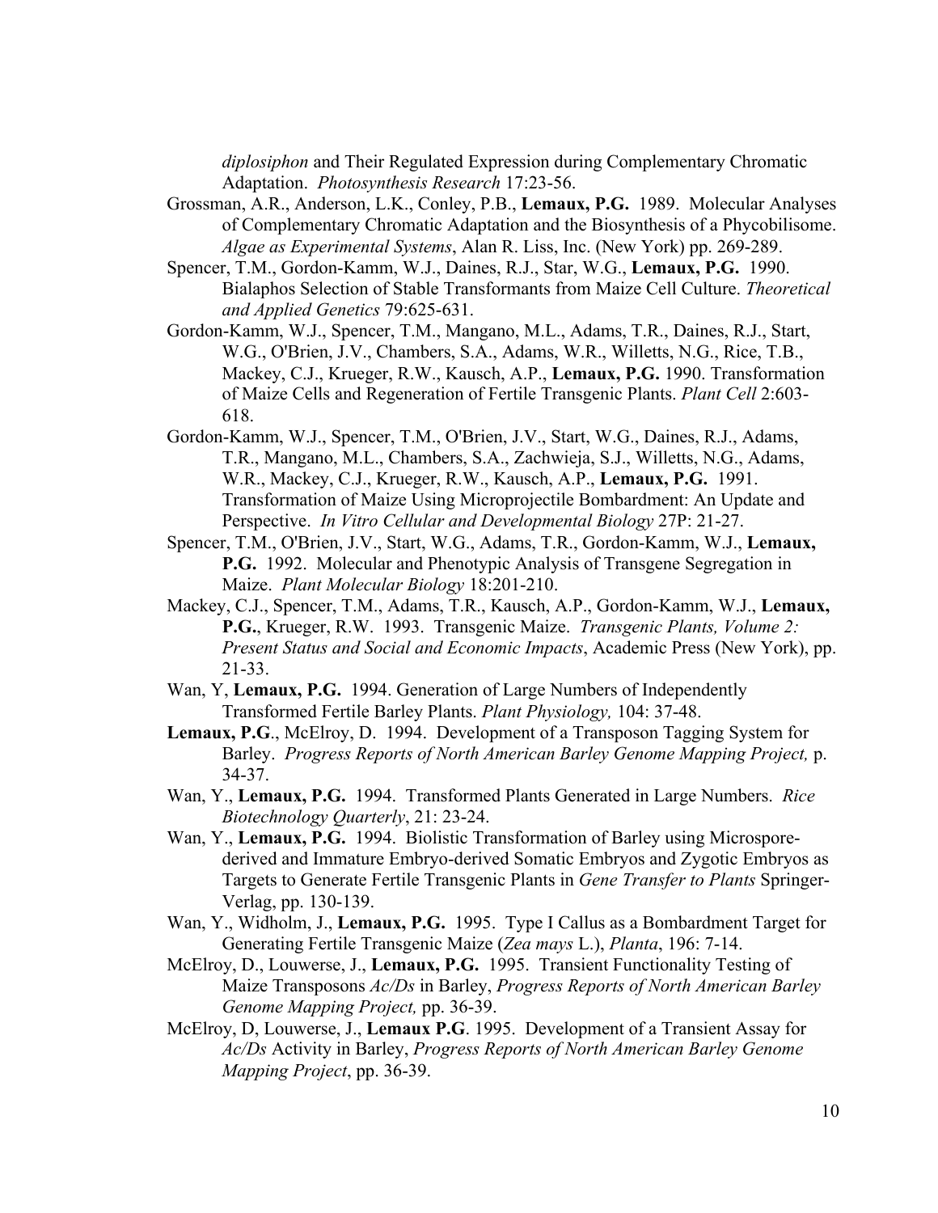*diplosiphon* and Their Regulated Expression during Complementary Chromatic Adaptation. *Photosynthesis Research* 17:23-56.

Grossman, A.R., Anderson, L.K., Conley, P.B., **Lemaux, P.G.** 1989. Molecular Analyses of Complementary Chromatic Adaptation and the Biosynthesis of a Phycobilisome. *Algae as Experimental Systems*, Alan R. Liss, Inc. (New York) pp. 269-289.

Spencer, T.M., Gordon-Kamm, W.J., Daines, R.J., Star, W.G., **Lemaux, P.G.** 1990. Bialaphos Selection of Stable Transformants from Maize Cell Culture. *Theoretical and Applied Genetics* 79:625-631.

Gordon-Kamm, W.J., Spencer, T.M., Mangano, M.L., Adams, T.R., Daines, R.J., Start, W.G., O'Brien, J.V., Chambers, S.A., Adams, W.R., Willetts, N.G., Rice, T.B., Mackey, C.J., Krueger, R.W., Kausch, A.P., **Lemaux, P.G.** 1990. Transformation of Maize Cells and Regeneration of Fertile Transgenic Plants. *Plant Cell* 2:603-618.

Gordon-Kamm, W.J., Spencer, T.M., O'Brien, J.V., Start, W.G., Daines, R.J., Adams, T.R., Mangano, M.L., Chambers, S.A., Zachwieja, S.J., Willetts, N.G., Adams, W.R., Mackey, C.J., Krueger, R.W., Kausch, A., **Lemaux, P.G.** 1991. Transformation of Maize Using Microprojectile Bombardment: An Update and Perspective. *In Vitro Cellular and Developmental Biology* 27P: 21-27.

Spencer, T.M., O'Brien, J.V., Start, W.G., Adams, T.R., Gordon-Kamm, W.J., **Lemaux, P.G.** 1992. Molecular and Phenotypic Analysis of Transgene Segregation in Maize. *Plant Molecular Biology* 18:201-210.

Mackey, C.J., Spencer, T.M., Adams, T.R., Kausch, A.P., Gordon-Kamm, W.J., **Lemaux, P.G.**, Krueger, R.W. 1993. Transgenic Maize. *Transgenic Plants, Volume 2: Present Status and Social and Economic Impacts*, Academic Press (New York), pp. 21-33.

Wan, Y, **Lemaux, P.G.** 1994. Generation of Large Numbers of Independently Transformed Fertile Barley Plants. *Plant Physiology,* 104: 37-48.

**Lemaux, P.G**., McElroy, D. 1994. Development of a Transposon Tagging System for Barley. *Progress Reports of North American Barley Genome Mapping Project,* p. 34-37.

Wan, Y., **Lemaux, P.G.** 1994. Transformed Plants Generated in Large Numbers. *Rice Biotechnology Quarterly*, 21: 23-24.

Wan, Y., **Lemaux, P.G.** 1994. Biolistic Transformation of Barley using Microspore-derived and Immature Embryo-derived Somatic Embryos and Zygotic Embryos as Targets to Generate Fertile Transgenic Plants in *Gene Transfer to Plants* Springer-Verlag, pp. 130-139.

Wan, Y., Widholm, J., **Lemaux, P.G.** 1995. Type I Callus as a Bombardment Target for Generating Fertile Transgenic Maize (*Zea mays* L.), *Planta*, 196: 7-14.

McElroy, D., Louwerse, J., **Lemaux, P.G.** 1995. Transient Functionality Testing of Maize Transposons *Ac/Ds* in Barley, *Progress Reports of North American Barley Genome Mapping Project,* pp. 36-39.

McElroy, D, Louwerse, J., **Lemaux P.G**. 1995. Development of a Transient Assay for *Ac/Ds* Activity in Barley, *Progress Reports of North American Barley Genome Mapping Project*, pp. 36-39.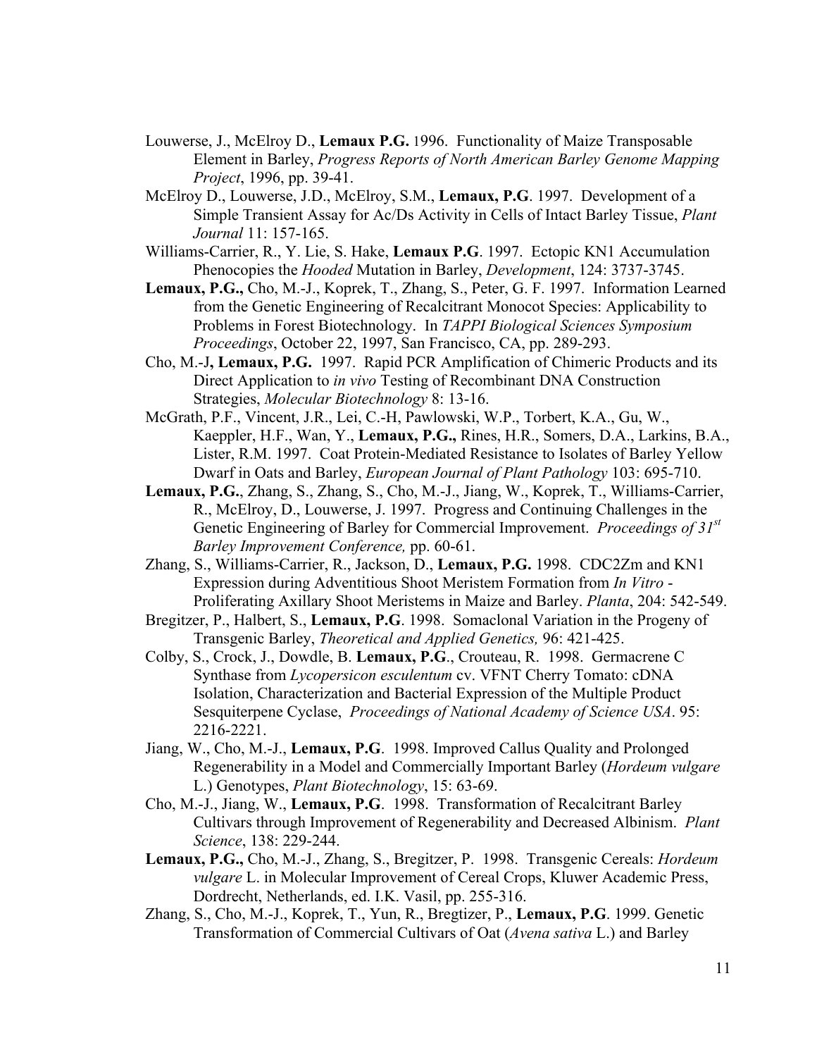Louwerse, J., McElroy D., **Lemaux P.G.** 1996. Functionality of Maize Transposable Element in Barley, *Progress Reports of North American Barley Genome Mapping Project*, 1996, pp. 39-41.

McElroy D., Louwerse, J.D., McElroy, S.M., **Lemaux, P.G**. 1997. Development of a Simple Transient Assay for Ac/Ds Activity in Cells of Intact Barley Tissue, *Plant Journal* 11: 157-165.

Williams-Carrier, R., Y. Lie, S. Hake, **Lemaux P.G**. 1997. Ectopic KN1 Accumulation Phenocopies the *Hooded* Mutation in Barley, *Development*, 124: 3737-3745.

**Lemaux, P.G.,** Cho, M.-J., Koprek, T., Zhang, S., Peter, G. F. 1997. Information Learned from the Genetic Engineering of Recalcitrant Monocot Species: Applicability to Problems in Forest Biotechnology. In *TAPPI Biological Sciences Symposium Proceedings*, October 22, 1997, San Francisco, CA, pp. 289-293.

Cho, M.-J**, Lemaux, P.G.** 1997. Rapid PCR Amplification of Chimeric Products and its Direct Application to *in vivo* Testing of Recombinant DNA Construction Strategies, *Molecular Biotechnology* 8: 13-16.

McGrath, P.F., Vincent, J.R., Lei, C.-H, Pawlowski, W.P., Torbert, K.A., Gu, W., Kaeppler, H.F., Wan, Y., **Lemaux, P.G.,** Rines, H.R., Somers, D.A., Larkins, B.A., Lister, R.M. 1997. Coat Protein-Mediated Resistance to Isolates of Barley Yellow Dwarf in Oats and Barley, *European Journal of Plant Pathology* 103: 695-710.

**Lemaux, P.G.**, Zhang, S., Zhang, S., Cho, M.-J., Jiang, W., Koprek, T., Williams-Carrier, R., McElroy, D., Louwerse, J. 1997. Progress and Continuing Challenges in the Genetic Engineering of Barley for Commercial Improvement. *Proceedings of 31st Barley Improvement Conference,* pp. 60-61.

Zhang, S., Williams-Carrier, R., Jackson, D., **Lemaux, P.G.** 1998. CDC2Zm and KN1 Expression during Adventitious Shoot Meristem Formation from *In Vitro* - Proliferating Axillary Shoot Meristems in Maize and Barley. *Planta*, 204: 542-549.

Bregitzer, P., Halbert, S., **Lemaux, P.G**. 1998. Somaclonal Variation in the Progeny of Transgenic Barley, *Theoretical and Applied Genetics,* 96: 421-425.

Colby, S., Crock, J., Dowdle, B. **Lemaux, P.G**., Crouteau, R. 1998. Germacrene C Synthase from *Lycopersicon esculentum* cv. VFNT Cherry Tomato: cDNA Isolation, Characterization and Bacterial Expression of the Multiple Product Sesquiterpene Cyclase, *Proceedings of National Academy of Science USA*. 95: 2216-2221.

Jiang, W., Cho, M.-J., **Lemaux, P.G**. 1998. Improved Callus Quality and Prolonged Regenerability in a Model and Commercially Important Barley (*Hordeum vulgare* L.) Genotypes, *Plant Biotechnology*, 15: 63-69.

Cho, M.-J., Jiang, W., **Lemaux, P.G**. 1998. Transformation of Recalcitrant Barley Cultivars through Improvement of Regenerability and Decreased Albinism. *Plant Science*, 138: 229-244.

**Lemaux, P.G.,** Cho, M.-J., Zhang, S., Bregitzer, P. 1998. Transgenic Cereals: *Hordeum vulgare* L. in Molecular Improvement of Cereal Crops, Kluwer Academic Press, Dordrecht, Netherlands, ed. I.K. Vasil, pp. 255-316.

Zhang, S., Cho, M.-J., Koprek, T., Yun, R., Bregtizer, P., **Lemaux, P.G**. 1999. Genetic Transformation of Commercial Cultivars of Oat (*Avena sativa* L.) and Barley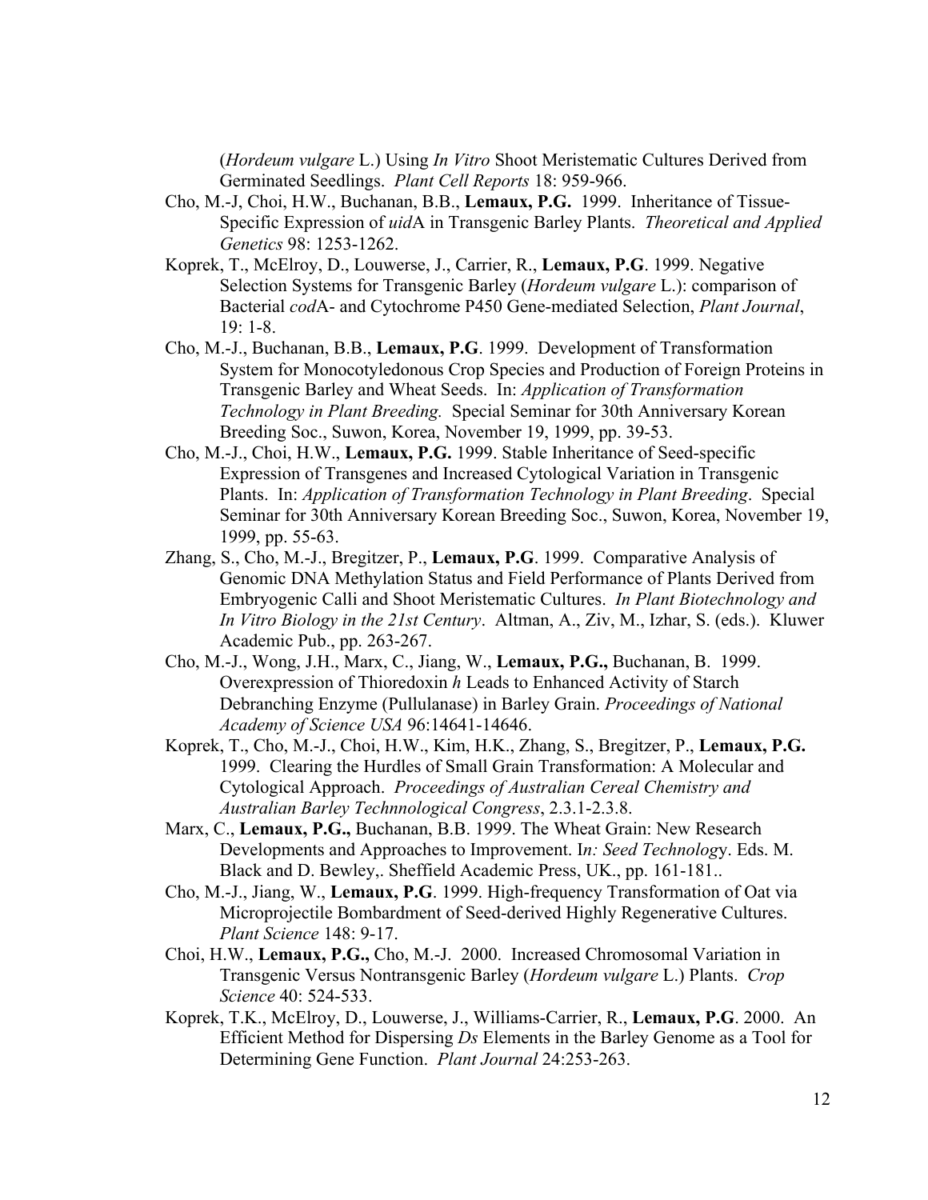(*Hordeum vulgare* L.) Using *In Vitro* Shoot Meristematic Cultures Derived from Germinated Seedlings. *Plant Cell Reports* 18: 959-966.

Cho, M.-J, Choi, H.W., Buchanan, B.B., **Lemaux, P.G.** 1999. Inheritance of Tissue-Specific Expression of *uid*A in Transgenic Barley Plants. *Theoretical and Applied Genetics* 98: 1253-1262.

Koprek, T., McElroy, D., Louwerse, J., Carrier, R., **Lemaux, P.G**. 1999. Negative Selection Systems for Transgenic Barley (*Hordeum vulgare* L.): comparison of Bacterial *cod*A- and Cytochrome P450 Gene-mediated Selection, *Plant Journal*, 19: 1-8.

Cho, M.-J., Buchanan, B.B., **Lemaux, P.G**. 1999. Development of Transformation System for Monocotyledonous Crop Species and Production of Foreign Proteins in Transgenic Barley and Wheat Seeds. In: *Application of Transformation Technology in Plant Breeding.* Special Seminar for 30th Anniversary Korean Breeding Soc., Suwon, Korea, November 19, 1999, pp. 39-53.

Cho, M.-J., Choi, H.W., **Lemaux, P.G.** 1999. Stable Inheritance of Seed-specific Expression of Transgenes and Increased Cytological Variation in Transgenic Plants. In: *Application of Transformation Technology in Plant Breeding*. Special Seminar for 30th Anniversary Korean Breeding Soc., Suwon, Korea, November 19, 1999, pp. 55-63.

Zhang, S., Cho, M.-J., Bregitzer, P., **Lemaux, P.G**. 1999. Comparative Analysis of Genomic DNA Methylation Status and Field Performance of Plants Derived from Embryogenic Calli and Shoot Meristematic Cultures. *In Plant Biotechnology and In Vitro Biology in the 21st Century*. Altman, A., Ziv, M., Izhar, S. (eds.). Kluwer Academic Pub., pp. 263-267.

Cho, M.-J., Wong, J.H., Marx, C., Jiang, W., **Lemaux, P.G.,** Buchanan, B. 1999. Overexpression of Thioredoxin *h* Leads to Enhanced Activity of Starch Debranching Enzyme (Pullulanase) in Barley Grain. *Proceedings of National Academy of Science USA* 96:14641-14646.

Koprek, T., Cho, M.-J., Choi, H.W., Kim, H.K., Zhang, S., Bregitzer, P., **Lemaux, P.G.** 1999. Clearing the Hurdles of Small Grain Transformation: A Molecular and Cytological Approach. *Proceedings of Australian Cereal Chemistry and Australian Barley Technnological Congress*, 2.3.1-2.3.8.

Marx, C., **Lemaux, P.G.,** Buchanan, B.B. 1999. The Wheat Grain: New Research Developments and Approaches to Improvement. I*n: Seed Technolog*y. Eds. M. Black and D. Bewley,. Sheffield Academic Press, UK., pp. 161-181..

Cho, M.-J., Jiang, W., **Lemaux, P.G**. 1999. High-frequency Transformation of Oat via Microprojectile Bombardment of Seed-derived Highly Regenerative Cultures. *Plant Science* 148: 9-17.

Choi, H.W., **Lemaux, P.G.,** Cho, M.-J. 2000. Increased Chromosomal Variation in Transgenic Versus Nontransgenic Barley (*Hordeum vulgare* L.) Plants. *Crop Science* 40: 524-533.

Koprek, T.K., McElroy, D., Louwerse, J., Williams-Carrier, R., **Lemaux, P.G**. 2000. An Efficient Method for Dispersing *Ds* Elements in the Barley Genome as a Tool for Determining Gene Function. *Plant Journal* 24:253-263.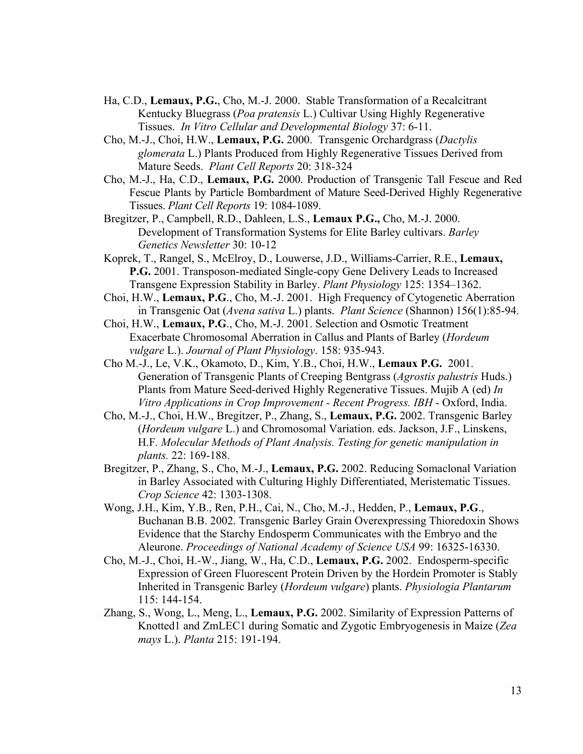Ha, C.D., **Lemaux, P.G.**, Cho, M.-J. 2000. Stable Transformation of a Recalcitrant Kentucky Bluegrass (*Poa pratensis* L.) Cultivar Using Highly Regenerative Tissues. *In Vitro Cellular and Developmental Biology* 37: 6-11.

Cho, M.-J., Choi, H.W., **Lemaux, P.G.** 2000. Transgenic Orchardgrass (*Dactylis glomerata* L.) Plants Produced from Highly Regenerative Tissues Derived from Mature Seeds. *Plant Cell Reports* 20: 318-324

Cho, M.-J., Ha, C.D., **Lemaux, P.G.** 2000. Production of Transgenic Tall Fescue and Red Fescue Plants by Particle Bombardment of Mature Seed-Derived Highly Regenerative Tissues. *Plant Cell Reports* 19: 1084-1089.

Bregitzer, P., Campbell, R.D., Dahleen, L.S., **Lemaux P.G.,** Cho, M.-J. 2000. Development of Transformation Systems for Elite Barley cultivars. *Barley Genetics Newsletter* 30: 10-12

Koprek, T., Rangel, S., McElroy, D., Louwerse, J.D., Williams-Carrier, R.E., **Lemaux, P.G.** 2001. Transposon-mediated Single-copy Gene Delivery Leads to Increased Transgene Expression Stability in Barley. *Plant Physiology* 125: 1354–1362.

Choi, H.W., **Lemaux, P.G**., Cho, M.-J. 2001. High Frequency of Cytogenetic Aberration in Transgenic Oat (*Avena sativa* L.) plants. *Plant Science* (Shannon) 156(1):85-94.

Choi, H.W., **Lemaux, P.G**., Cho, M.-J. 2001. Selection and Osmotic Treatment Exacerbate Chromosomal Aberration in Callus and Plants of Barley (*Hordeum vulgare* L.). *Journal of Plant Physiology*. 158: 935-943.

Cho M.-J., Le, V.K., Okamoto, D., Kim, Y.B., Choi, H.W., **Lemaux P.G.** 2001. Generation of Transgenic Plants of Creeping Bentgrass (*Agrostis palustris* Huds.) Plants from Mature Seed-derived Highly Regenerative Tissues. Mujib A (ed) *In Vitro Applications in Crop Improvement - Recent Progress. IBH* - Oxford, India.

Cho, M.-J., Choi, H.W., Bregitzer, P., Zhang, S., **Lemaux, P.G.** 2002. Transgenic Barley (*Hordeum vulgare* L.) and Chromosomal Variation. eds. Jackson, J.F., Linskens, H.F. *Molecular Methods of Plant Analysis. Testing for genetic manipulation in plants.* 22: 169-188.

Bregitzer, P., Zhang, S., Cho, M.-J., **Lemaux, P.G.** 2002. Reducing Somaclonal Variation in Barley Associated with Culturing Highly Differentiated, Meristematic Tissues. *Crop Science* 42: 1303-1308.

Wong, J.H., Kim, Y.B., Ren, P.H., Cai, N., Cho, M.-J., Hedden, P., **Lemaux, P.G**., Buchanan B.B. 2002. Transgenic Barley Grain Overexpressing Thioredoxin Shows Evidence that the Starchy Endosperm Communicates with the Embryo and the Aleurone. *Proceedings of National Academy of Science USA* 99: 16325-16330.

Cho, M.-J., Choi, H.-W., Jiang, W., Ha, C.D., **Lemaux, P.G.** 2002. Endosperm-specific Expression of Green Fluorescent Protein Driven by the Hordein Promoter is Stably Inherited in Transgenic Barley (*Hordeum vulgare*) plants. *Physiologia Plantarum* 115: 144-154.

Zhang, S., Wong, L., Meng, L., **Lemaux, P.G.** 2002. Similarity of Expression Patterns of Knotted1 and ZmLEC1 during Somatic and Zygotic Embryogenesis in Maize (*Zea mays* L.). *Planta* 215: 191-194.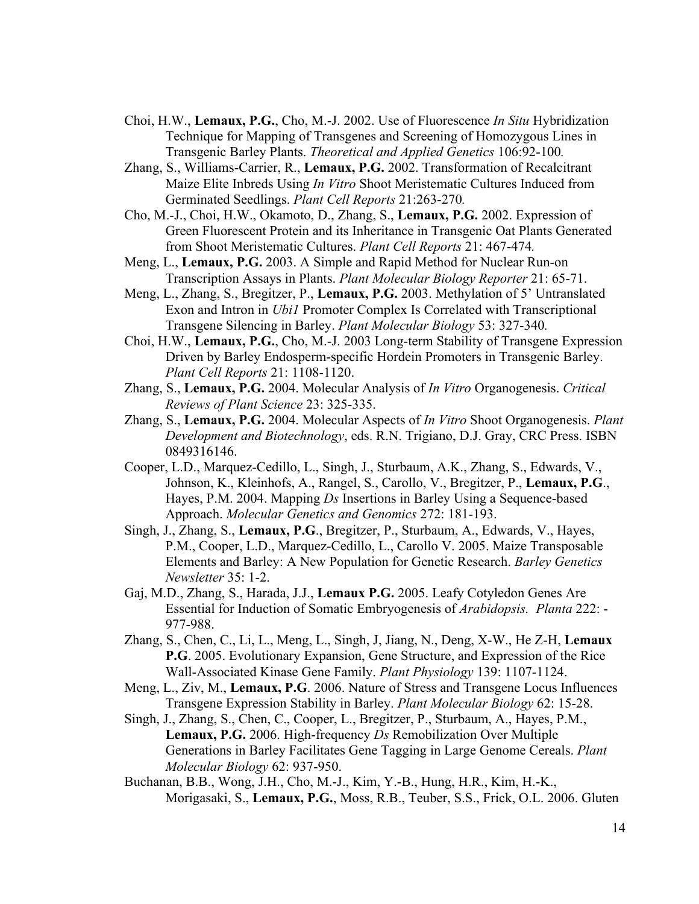Choi, H.W., **Lemaux, P.G.**, Cho, M.-J. 2002. Use of Fluorescence *In Situ* Hybridization Technique for Mapping of Transgenes and Screening of Homozygous Lines in Transgenic Barley Plants. *Theoretical and Applied Genetics* 106:92-100.

Zhang, S., Williams-Carrier, R., **Lemaux, P.G.** 2002. Transformation of Recalcitrant Maize Elite Inbreds Using *In Vitro* Shoot Meristematic Cultures Induced from Germinated Seedlings. *Plant Cell Reports* 21:263-270.

Cho, M.-J., Choi, H.W., Okamoto, D., Zhang, S., **Lemaux, P.G.** 2002. Expression of Green Fluorescent Protein and its Inheritance in Transgenic Oat Plants Generated from Shoot Meristematic Cultures. *Plant Cell Reports* 21: 467-474.

Meng, L., **Lemaux, P.G.** 2003. A Simple and Rapid Method for Nuclear Run-on Transcription Assays in Plants. *Plant Molecular Biology Reporter* 21: 65-71.

Meng, L., Zhang, S., Bregitzer, P., **Lemaux, P.G.** 2003. Methylation of 5' Untranslated Exon and Intron in *Ubi1* Promoter Complex Is Correlated with Transcriptional Transgene Silencing in Barley. *Plant Molecular Biology* 53: 327-340.

Choi, H.W., **Lemaux, P.G.**, Cho, M.-J. 2003 Long-term Stability of Transgene Expression Driven by Barley Endosperm-specific Hordein Promoters in Transgenic Barley. *Plant Cell Reports* 21: 1108-1120.

Zhang, S., **Lemaux, P.G.** 2004. Molecular Analysis of *In Vitro* Organogenesis. *Critical Reviews of Plant Science* 23: 325-335.

Zhang, S., **Lemaux, P.G.** 2004. Molecular Aspects of *In Vitro* Shoot Organogenesis. *Plant Development and Biotechnology*, eds. R.N. Trigiano, D.J. Gray, CRC Press. ISBN 0849316146.

Cooper, L.D., Marquez-Cedillo, L., Singh, J., Sturbaum, A.K., Zhang, S., Edwards, V., Johnson, K., Kleinhofs, A., Rangel, S., Carollo, V., Bregitzer, P., **Lemaux, P.G.**, Hayes, P.M. 2004. Mapping *Ds* Insertions in Barley Using a Sequence-based Approach. *Molecular Genetics and Genomics* 272: 181-193.

Singh, J., Zhang, S., **Lemaux, P.G.**, Bregitzer, P., Sturbaum, A., Edwards, V., Hayes, P.M., Cooper, L.D., Marquez-Cedillo, L., Carollo V. 2005. Maize Transposable Elements and Barley: A New Population for Genetic Research. *Barley Genetics Newsletter* 35: 1-2.

Gaj, M.D., Zhang, S., Harada, J.J., **Lemaux P.G.** 2005. Leafy Cotyledon Genes Are Essential for Induction of Somatic Embryogenesis of *Arabidopsis. Planta* 222: - 977-988.

Zhang, S., Chen, C., Li, L., Meng, L., Singh, J, Jiang, N., Deng, X-W., He Z-H, **Lemaux P.G**. 2005. Evolutionary Expansion, Gene Structure, and Expression of the Rice Wall-Associated Kinase Gene Family. *Plant Physiology* 139: 1107-1124.

Meng, L., Ziv, M., **Lemaux, P.G**. 2006. Nature of Stress and Transgene Locus Influences Transgene Expression Stability in Barley. *Plant Molecular Biology* 62: 15-28.

Singh, J., Zhang, S., Chen, C., Cooper, L., Bregitzer, P., Sturbaum, A., Hayes, P.M., **Lemaux, P.G.** 2006. High-frequency *Ds* Remobilization Over Multiple Generations in Barley Facilitates Gene Tagging in Large Genome Cereals. *Plant Molecular Biology* 62: 937-950.

Buchanan, B.B., Wong, J.H., Cho, M.-J., Kim, Y.-B., Hung, H.R., Kim, H.-K., Morigasaki, S., **Lemaux, P.G.**, Moss, R.B., Teuber, S.S., Frick, O.L. 2006. Gluten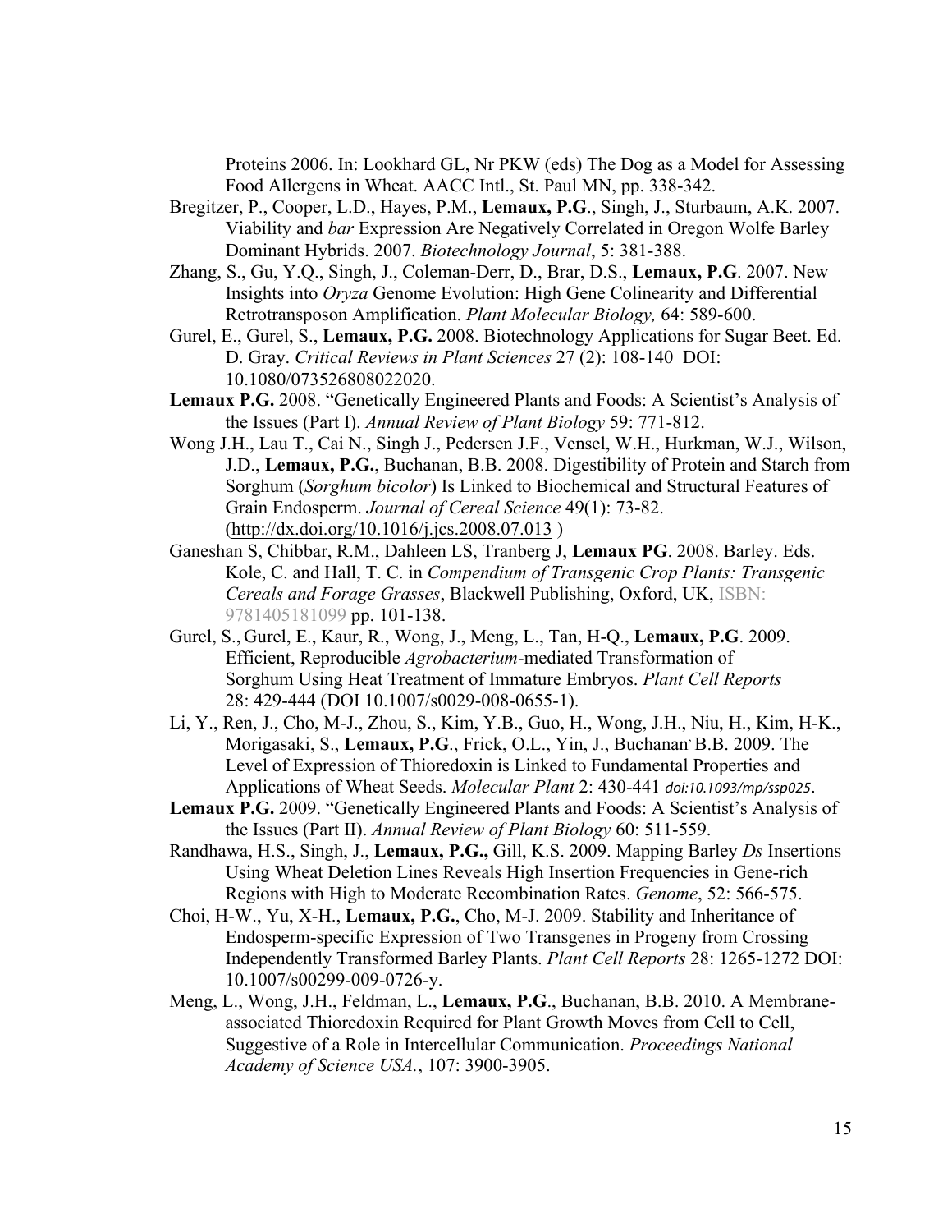Proteins 2006. In: Lookhard GL, Nr PKW (eds) The Dog as a Model for Assessing Food Allergens in Wheat. AACC Intl., St. Paul MN, pp. 338-342.

Bregitzer, P., Cooper, L.D., Hayes, P.M., **Lemaux, P.G**., Singh, J., Sturbaum, A.K. 2007. Viability and *bar* Expression Are Negatively Correlated in Oregon Wolfe Barley Dominant Hybrids. 2007. *Biotechnology Journal*, 5: 381-388.

Zhang, S., Gu, Y.Q., Singh, J., Coleman-Derr, D., Brar, D.S., **Lemaux, P.G**. 2007. New Insights into *Oryza* Genome Evolution: High Gene Colinearity and Differential Retrotransposon Amplification. *Plant Molecular Biology,* 64: 589-600.

Gurel, E., Gurel, S., **Lemaux, P.G.** 2008. Biotechnology Applications for Sugar Beet. Ed. D. Gray. *Critical Reviews in Plant Sciences* 27 (2): 108-140 DOI: 10.1080/073526808022020.

**Lemaux P.G.** 2008. "Genetically Engineered Plants and Foods: A Scientist's Analysis of the Issues (Part I). *Annual Review of Plant Biology* 59: 771-812.

Wong J.H., Lau T., Cai N., Singh J., Pedersen J.F., Vensel, W.H., Hurkman, W.J., Wilson, J.D., **Lemaux, P.G.**, Buchanan, B.B. 2008. Digestibility of Protein and Starch from Sorghum (*Sorghum bicolor*) Is Linked to Biochemical and Structural Features of Grain Endosperm. *Journal of Cereal Science* 49(1): 73-82. (http://dx.doi.org/10.1016/j.jcs.2008.07.013 )

Ganeshan S, Chibbar, R.M., Dahleen LS, Tranberg J, **Lemaux PG**. 2008. Barley. Eds. Kole, C. and Hall, T. C. in *Compendium of Transgenic Crop Plants: Transgenic Cereals and Forage Grasses*, Blackwell Publishing, Oxford, UK, ISBN: 9781405181099 pp. 101-138.

Gurel, S., Gurel, E., Kaur, R., Wong, J., Meng, L., Tan, H-Q., **Lemaux, P.G**. 2009. Efficient, Reproducible *Agrobacterium*-mediated Transformation of Sorghum Using Heat Treatment of Immature Embryos. *Plant Cell Reports* 28: 429-444 (DOI 10.1007/s0029-008-0655-1).

Li, Y., Ren, J., Cho, M-J., Zhou, S., Kim, Y.B., Guo, H., Wong, J.H., Niu, H., Kim, H-K., Morigasaki, S., **Lemaux, P.G**., Frick, O.L., Yin, J., Buchanan, B.B. 2009. The Level of Expression of Thioredoxin is Linked to Fundamental Properties and Applications of Wheat Seeds. *Molecular Plant* 2: 430-441 *doi:10.1093/mp/ssp025*.

**Lemaux P.G.** 2009. "Genetically Engineered Plants and Foods: A Scientist's Analysis of the Issues (Part II). *Annual Review of Plant Biology* 60: 511-559.

Randhawa, H.S., Singh, J., **Lemaux, P.G.,** Gill, K.S. 2009. Mapping Barley *Ds* Insertions Using Wheat Deletion Lines Reveals High Insertion Frequencies in Gene-rich Regions with High to Moderate Recombination Rates. *Genome*, 52: 566-575.

Choi, H-W., Yu, X-H., **Lemaux, P.G.**, Cho, M-J. 2009. Stability and Inheritance of Endosperm-specific Expression of Two Transgenes in Progeny from Crossing Independently Transformed Barley Plants. *Plant Cell Reports* 28: 1265-1272 DOI: 10.1007/s00299-009-0726-y.

Meng, L., Wong, J.H., Feldman, L., **Lemaux, P.G**., Buchanan, B.B. 2010. A Membrane-associated Thioredoxin Required for Plant Growth Moves from Cell to Cell, Suggestive of a Role in Intercellular Communication. *Proceedings National Academy of Science USA.*, 107: 3900-3905.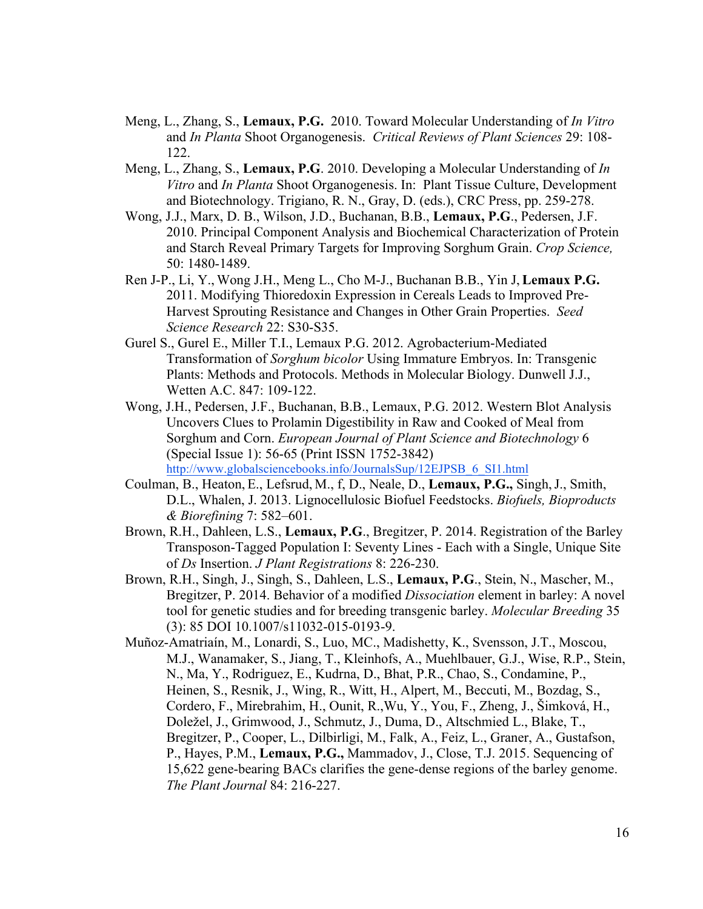Meng, L., Zhang, S., **Lemaux, P.G.** 2010. Toward Molecular Understanding of *In Vitro* and *In Planta* Shoot Organogenesis. *Critical Reviews of Plant Sciences* 29: 108-122.

Meng, L., Zhang, S., **Lemaux, P.G**. 2010. Developing a Molecular Understanding of *In Vitro* and *In Planta* Shoot Organogenesis. In: Plant Tissue Culture, Development and Biotechnology. Trigiano, R. N., Gray, D. (eds.), CRC Press, pp. 259-278.

Wong, J.J., Marx, D. B., Wilson, J.D., Buchanan, B.B., **Lemaux, P.G**., Pedersen, J.F. 2010. Principal Component Analysis and Biochemical Characterization of Protein and Starch Reveal Primary Targets for Improving Sorghum Grain. *Crop Science,* 50: 1480-1489.

Ren J-P., Li, Y., Wong J.H., Meng L., Cho M-J., Buchanan B.B., Yin J, **Lemaux P.G.** 2011. Modifying Thioredoxin Expression in Cereals Leads to Improved Pre-Harvest Sprouting Resistance and Changes in Other Grain Properties. *Seed Science Research* 22: S30-S35.

Gurel S., Gurel E., Miller T.I., Lemaux P.G. 2012. Agrobacterium-Mediated Transformation of *Sorghum bicolor* Using Immature Embryos. In: Transgenic Plants: Methods and Protocols. Methods in Molecular Biology. Dunwell J.J., Wetten A.C. 847: 109-122.

Wong, J.H., Pedersen, J.F., Buchanan, B.B., Lemaux, P.G. 2012. Western Blot Analysis Uncovers Clues to Prolamin Digestibility in Raw and Cooked of Meal from Sorghum and Corn. *European Journal of Plant Science and Biotechnology* 6 (Special Issue 1): 56-65 (Print ISSN 1752-3842) http://www.globalsciencebooks.info/JournalsSup/12EJPSB_6_SI1.html

Coulman, B., Heaton, E., Lefsrud, M., f, D., Neale, D., **Lemaux, P.G.,** Singh, J., Smith, D.L., Whalen, J. 2013. Lignocellulosic Biofuel Feedstocks. *Biofuels, Bioproducts & Biorefining* 7: 582–601.

Brown, R.H., Dahleen, L.S., **Lemaux, P.G**., Bregitzer, P. 2014. Registration of the Barley Transposon-Tagged Population I: Seventy Lines - Each with a Single, Unique Site of *Ds* Insertion. *J Plant Registrations* 8: 226-230.

Brown, R.H., Singh, J., Singh, S., Dahleen, L.S., **Lemaux, P.G**., Stein, N., Mascher, M., Bregitzer, P. 2014. Behavior of a modified *Dissociation* element in barley: A novel tool for genetic studies and for breeding transgenic barley. *Molecular Breeding* 35 (3): 85 DOI 10.1007/s11032-015-0193-9.

Muñoz-Amatriaín, M., Lonardi, S., Luo, MC., Madishetty, K., Svensson, J.T., Moscou, M.J., Wanamaker, S., Jiang, T., Kleinhofs, A., Muehlbauer, G.J., Wise, R.P., Stein, N., Ma, Y., Rodriguez, E., Kudrna, D., Bhat, P.R., Chao, S., Condamine, P., Heinen, S., Resnik, J., Wing, R., Witt, H., Alpert, M., Beccuti, M., Bozdag, S., Cordero, F., Mirebrahim, H., Ounit, R.,Wu, Y., You, F., Zheng, J., Šimková, H., Doležel, J., Grimwood, J., Schmutz, J., Duma, D., Altschmied L., Blake, T., Bregitzer, P., Cooper, L., Dilbirligi, M., Falk, A., Feiz, L., Graner, A., Gustafson, P., Hayes, P.M., **Lemaux, P.G.,** Mammadov, J., Close, T.J. 2015. Sequencing of 15,622 gene-bearing BACs clarifies the gene-dense regions of the barley genome. *The Plant Journal* 84: 216-227.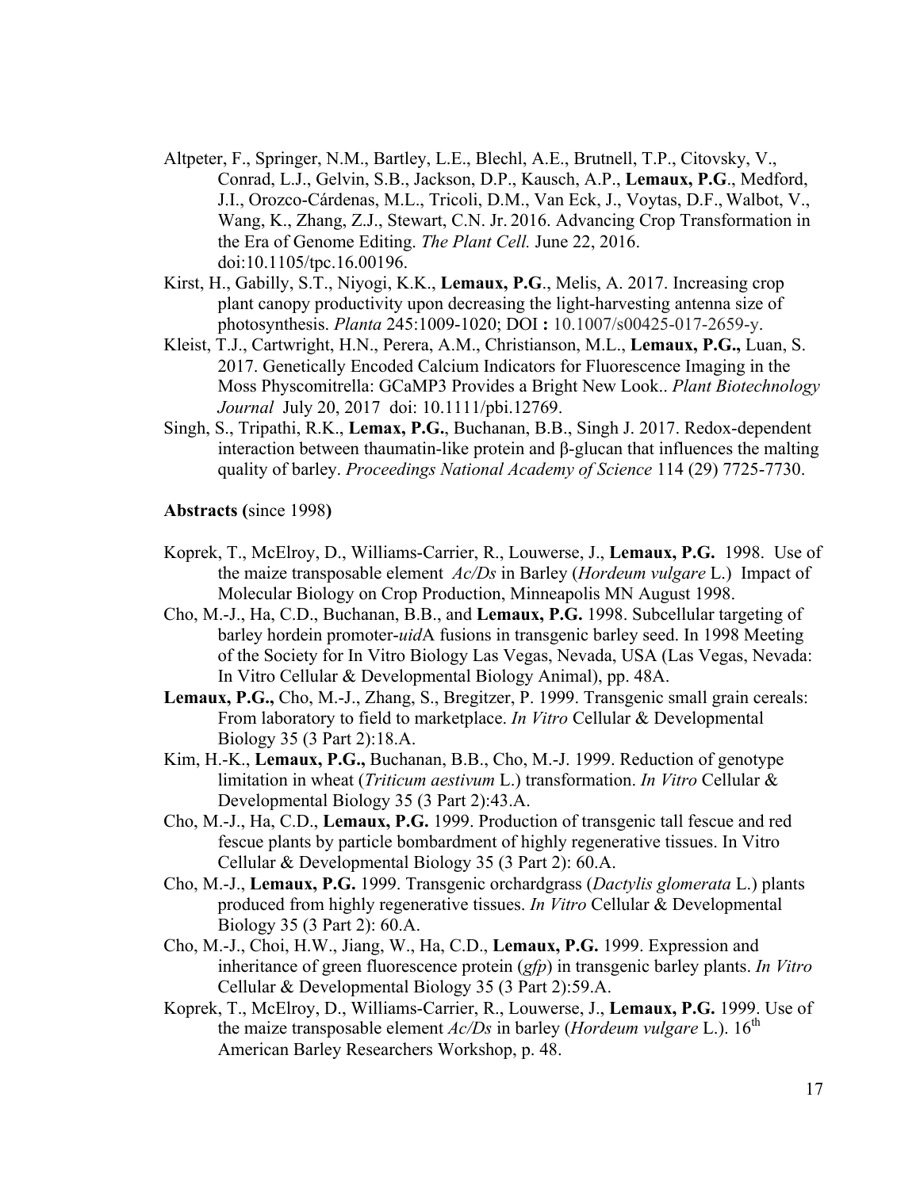Altpeter, F., Springer, N.M., Bartley, L.E., Blechl, A.E., Brutnell, T.P., Citovsky, V., Conrad, L.J., Gelvin, S.B., Jackson, D.P., Kausch, A.P., **Lemaux, P.G**., Medford, J.I., Orozco-Cárdenas, M.L., Tricoli, D.M., Van Eck, J., Voytas, D.F., Walbot, V., Wang, K., Zhang, Z.J., Stewart, C.N. Jr. 2016. Advancing Crop Transformation in the Era of Genome Editing. *The Plant Cell.* June 22, 2016. doi:10.1105/tpc.16.00196.

Kirst, H., Gabilly, S.T., Niyogi, K.K., **Lemaux, P.G**., Melis, A. 2017. Increasing crop plant canopy productivity upon decreasing the light-harvesting antenna size of photosynthesis. *Planta* 245:1009-1020; DOI **:** 10.1007/s00425-017-2659-y.

Kleist, T.J., Cartwright, H.N., Perera, A.M., Christianson, M.L., **Lemaux, P.G.,** Luan, S. 2017. Genetically Encoded Calcium Indicators for Fluorescence Imaging in the Moss Physcomitrella: GCaMP3 Provides a Bright New Look.. *Plant Biotechnology Journal* July 20, 2017 doi: 10.1111/pbi.12769.

Singh, S., Tripathi, R.K., **Lemax, P.G.**, Buchanan, B.B., Singh J. 2017. Redox-dependent interaction between thaumatin-like protein and β-glucan that influences the malting quality of barley. *Proceedings National Academy of Science* 114 (29) 7725-7730.

**Abstracts (**since 1998**)**

Koprek, T., McElroy, D., Williams-Carrier, R., Louwerse, J., **Lemaux, P.G.** 1998. Use of the maize transposable element *Ac/Ds* in Barley (*Hordeum vulgare* L.) Impact of Molecular Biology on Crop Production, Minneapolis MN August 1998.

Cho, M.-J., Ha, C.D., Buchanan, B.B., and **Lemaux, P.G.** 1998. Subcellular targeting of barley hordein promoter-*uid*A fusions in transgenic barley seed. In 1998 Meeting of the Society for In Vitro Biology Las Vegas, Nevada, USA (Las Vegas, Nevada: In Vitro Cellular & Developmental Biology Animal), pp. 48A.

**Lemaux, P.G.,** Cho, M.-J., Zhang, S., Bregitzer, P. 1999. Transgenic small grain cereals: From laboratory to field to marketplace. *In Vitro* Cellular & Developmental Biology 35 (3 Part 2):18.A.

Kim, H.-K., **Lemaux, P.G.,** Buchanan, B.B., Cho, M.-J. 1999. Reduction of genotype limitation in wheat (*Triticum aestivum* L.) transformation. *In Vitro* Cellular & Developmental Biology 35 (3 Part 2):43.A.

Cho, M.-J., Ha, C.D., **Lemaux, P.G.** 1999. Production of transgenic tall fescue and red fescue plants by particle bombardment of highly regenerative tissues. In Vitro Cellular & Developmental Biology 35 (3 Part 2): 60.A.

Cho, M.-J., **Lemaux, P.G.** 1999. Transgenic orchardgrass (*Dactylis glomerata* L.) plants produced from highly regenerative tissues. *In Vitro* Cellular & Developmental Biology 35 (3 Part 2): 60.A.

Cho, M.-J., Choi, H.W., Jiang, W., Ha, C.D., **Lemaux, P.G.** 1999. Expression and inheritance of green fluorescence protein (*gfp*) in transgenic barley plants. *In Vitro* Cellular & Developmental Biology 35 (3 Part 2):59.A.

Koprek, T., McElroy, D., Williams-Carrier, R., Louwerse, J., **Lemaux, P.G.** 1999. Use of the maize transposable element *Ac/Ds* in barley (*Hordeum vulgare* L.). 16th American Barley Researchers Workshop, p. 48.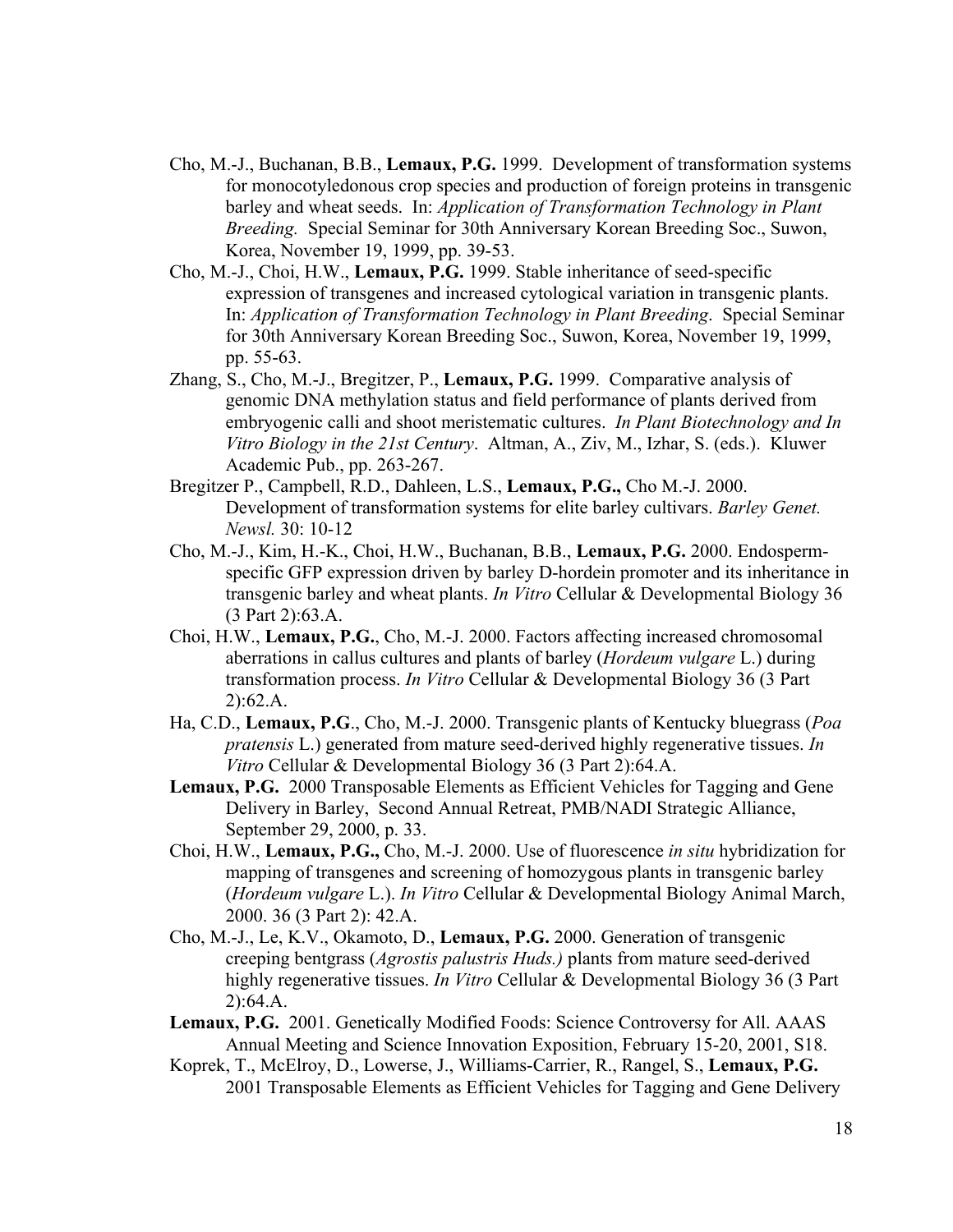Cho, M.-J., Buchanan, B.B., **Lemaux, P.G.** 1999. Development of transformation systems for monocotyledonous crop species and production of foreign proteins in transgenic barley and wheat seeds. In: *Application of Transformation Technology in Plant Breeding.* Special Seminar for 30th Anniversary Korean Breeding Soc., Suwon, Korea, November 19, 1999, pp. 39-53.

Cho, M.-J., Choi, H.W., **Lemaux, P.G.** 1999. Stable inheritance of seed-specific expression of transgenes and increased cytological variation in transgenic plants. In: *Application of Transformation Technology in Plant Breeding*. Special Seminar for 30th Anniversary Korean Breeding Soc., Suwon, Korea, November 19, 1999, pp. 55-63.

Zhang, S., Cho, M.-J., Bregitzer, P., **Lemaux, P.G.** 1999. Comparative analysis of genomic DNA methylation status and field performance of plants derived from embryogenic calli and shoot meristematic cultures. *In Plant Biotechnology and In Vitro Biology in the 21st Century*. Altman, A., Ziv, M., Izhar, S. (eds.). Kluwer Academic Pub., pp. 263-267.

Bregitzer P., Campbell, R.D., Dahleen, L.S., **Lemaux, P.G.,** Cho M.-J. 2000. Development of transformation systems for elite barley cultivars. *Barley Genet. Newsl.* 30: 10-12

Cho, M.-J., Kim, H.-K., Choi, H.W., Buchanan, B.B., **Lemaux, P.G.** 2000. Endosperm-specific GFP expression driven by barley D-hordein promoter and its inheritance in transgenic barley and wheat plants. *In Vitro* Cellular & Developmental Biology 36 (3 Part 2):63.A.

Choi, H.W., **Lemaux, P.G.**, Cho, M.-J. 2000. Factors affecting increased chromosomal aberrations in callus cultures and plants of barley (*Hordeum vulgare* L.) during transformation process. *In Vitro* Cellular & Developmental Biology 36 (3 Part 2):62.A.

Ha, C.D., **Lemaux, P.G**., Cho, M.-J. 2000. Transgenic plants of Kentucky bluegrass (*Poa pratensis* L.) generated from mature seed-derived highly regenerative tissues. *In Vitro* Cellular & Developmental Biology 36 (3 Part 2):64.A.

**Lemaux, P.G.** 2000 Transposable Elements as Efficient Vehicles for Tagging and Gene Delivery in Barley, Second Annual Retreat, PMB/NADI Strategic Alliance, September 29, 2000, p. 33.

Choi, H.W., **Lemaux, P.G.,** Cho, M.-J. 2000. Use of fluorescence *in situ* hybridization for mapping of transgenes and screening of homozygous plants in transgenic barley (*Hordeum vulgare* L.). *In Vitro* Cellular & Developmental Biology Animal March, 2000. 36 (3 Part 2): 42.A.

Cho, M.-J., Le, K.V., Okamoto, D., **Lemaux, P.G.** 2000. Generation of transgenic creeping bentgrass (*Agrostis palustris Huds.)* plants from mature seed-derived highly regenerative tissues. *In Vitro* Cellular & Developmental Biology 36 (3 Part 2):64.A.

**Lemaux, P.G.** 2001. Genetically Modified Foods: Science Controversy for All. AAAS Annual Meeting and Science Innovation Exposition, February 15-20, 2001, S18.

Koprek, T., McElroy, D., Lowerse, J., Williams-Carrier, R., Rangel, S., **Lemaux, P.G.** 2001 Transposable Elements as Efficient Vehicles for Tagging and Gene Delivery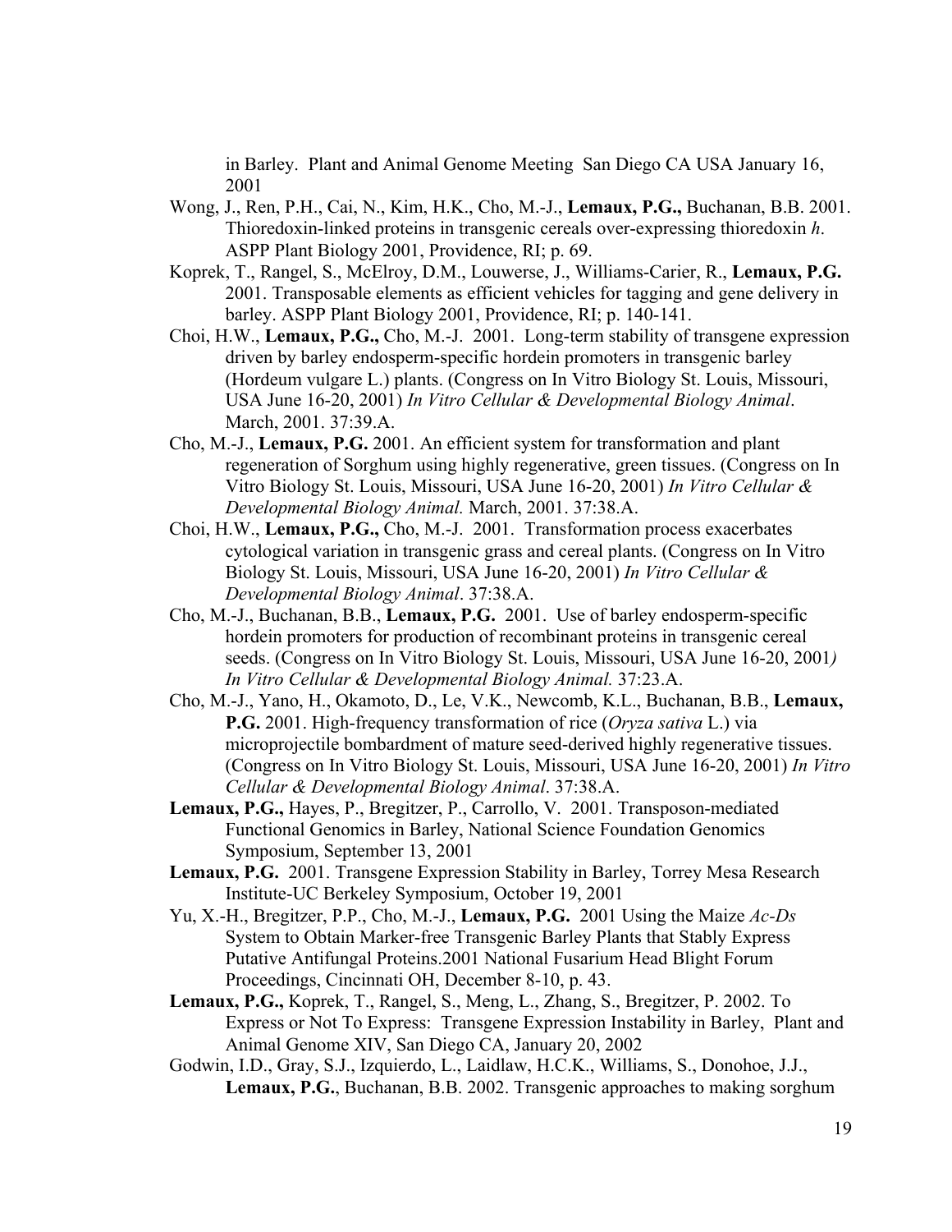in Barley. Plant and Animal Genome Meeting San Diego CA USA January 16, 2001

Wong, J., Ren, P.H., Cai, N., Kim, H.K., Cho, M.-J., **Lemaux, P.G.,** Buchanan, B.B. 2001. Thioredoxin-linked proteins in transgenic cereals over-expressing thioredoxin *h*. ASPP Plant Biology 2001, Providence, RI; p. 69.

Koprek, T., Rangel, S., McElroy, D.M., Louwerse, J., Williams-Carier, R., **Lemaux, P.G.** 2001. Transposable elements as efficient vehicles for tagging and gene delivery in barley. ASPP Plant Biology 2001, Providence, RI; p. 140-141.

Choi, H.W., **Lemaux, P.G.,** Cho, M.-J. 2001. Long-term stability of transgene expression driven by barley endosperm-specific hordein promoters in transgenic barley (Hordeum vulgare L.) plants. (Congress on In Vitro Biology St. Louis, Missouri, USA June 16-20, 2001) *In Vitro Cellular & Developmental Biology Animal*. March, 2001. 37:39.A.

Cho, M.-J., **Lemaux, P.G.** 2001. An efficient system for transformation and plant regeneration of Sorghum using highly regenerative, green tissues. (Congress on In Vitro Biology St. Louis, Missouri, USA June 16-20, 2001) *In Vitro Cellular & Developmental Biology Animal.* March, 2001. 37:38.A.

Choi, H.W., **Lemaux, P.G.,** Cho, M.-J. 2001. Transformation process exacerbates cytological variation in transgenic grass and cereal plants. (Congress on In Vitro Biology St. Louis, Missouri, USA June 16-20, 2001) *In Vitro Cellular & Developmental Biology Animal*. 37:38.A.

Cho, M.-J., Buchanan, B.B., **Lemaux, P.G.** 2001. Use of barley endosperm-specific hordein promoters for production of recombinant proteins in transgenic cereal seeds. (Congress on In Vitro Biology St. Louis, Missouri, USA June 16-20, 2001*) In Vitro Cellular & Developmental Biology Animal.* 37:23.A.

Cho, M.-J., Yano, H., Okamoto, D., Le, V.K., Newcomb, K.L., Buchanan, B.B., **Lemaux, P.G.** 2001. High-frequency transformation of rice (*Oryza sativa* L.) via microprojectile bombardment of mature seed-derived highly regenerative tissues. (Congress on In Vitro Biology St. Louis, Missouri, USA June 16-20, 2001) *In Vitro Cellular & Developmental Biology Animal*. 37:38.A.

**Lemaux, P.G.,** Hayes, P., Bregitzer, P., Carrollo, V. 2001. Transposon-mediated Functional Genomics in Barley, National Science Foundation Genomics Symposium, September 13, 2001

**Lemaux, P.G.** 2001. Transgene Expression Stability in Barley, Torrey Mesa Research Institute-UC Berkeley Symposium, October 19, 2001

Yu, X.-H., Bregitzer, P.P., Cho, M.-J., **Lemaux, P.G.** 2001 Using the Maize *Ac-Ds* System to Obtain Marker-free Transgenic Barley Plants that Stably Express Putative Antifungal Proteins.2001 National Fusarium Head Blight Forum Proceedings, Cincinnati OH, December 8-10, p. 43.

**Lemaux, P.G.,** Koprek, T., Rangel, S., Meng, L., Zhang, S., Bregitzer, P. 2002. To Express or Not To Express: Transgene Expression Instability in Barley, Plant and Animal Genome XIV, San Diego CA, January 20, 2002

Godwin, I.D., Gray, S.J., Izquierdo, L., Laidlaw, H.C.K., Williams, S., Donohoe, J.J., **Lemaux, P.G.**, Buchanan, B.B. 2002. Transgenic approaches to making sorghum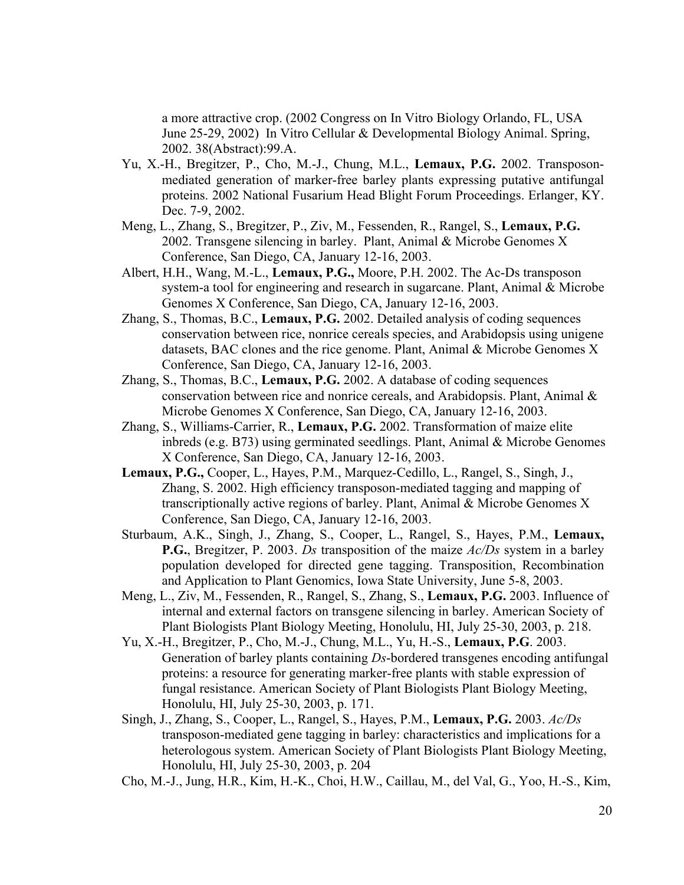a more attractive crop. (2002 Congress on In Vitro Biology Orlando, FL, USA June 25-29, 2002) In Vitro Cellular & Developmental Biology Animal. Spring, 2002. 38(Abstract):99.A.

Yu, X.-H., Bregitzer, P., Cho, M.-J., Chung, M.L., **Lemaux, P.G.** 2002. Transposon-mediated generation of marker-free barley plants expressing putative antifungal proteins. 2002 National Fusarium Head Blight Forum Proceedings. Erlanger, KY. Dec. 7-9, 2002.

Meng, L., Zhang, S., Bregitzer, P., Ziv, M., Fessenden, R., Rangel, S., **Lemaux, P.G.** 2002. Transgene silencing in barley. Plant, Animal & Microbe Genomes X Conference, San Diego, CA, January 12-16, 2003.

Albert, H.H., Wang, M.-L., **Lemaux, P.G.,** Moore, P.H. 2002. The Ac-Ds transposon system-a tool for engineering and research in sugarcane. Plant, Animal & Microbe Genomes X Conference, San Diego, CA, January 12-16, 2003.

Zhang, S., Thomas, B.C., **Lemaux, P.G.** 2002. Detailed analysis of coding sequences conservation between rice, nonrice cereals species, and Arabidopsis using unigene datasets, BAC clones and the rice genome. Plant, Animal & Microbe Genomes X Conference, San Diego, CA, January 12-16, 2003.

Zhang, S., Thomas, B.C., **Lemaux, P.G.** 2002. A database of coding sequences conservation between rice and nonrice cereals, and Arabidopsis. Plant, Animal & Microbe Genomes X Conference, San Diego, CA, January 12-16, 2003.

Zhang, S., Williams-Carrier, R., **Lemaux, P.G.** 2002. Transformation of maize elite inbreds (e.g. B73) using germinated seedlings. Plant, Animal & Microbe Genomes X Conference, San Diego, CA, January 12-16, 2003.

**Lemaux, P.G.,** Cooper, L., Hayes, P.M., Marquez-Cedillo, L., Rangel, S., Singh, J., Zhang, S. 2002. High efficiency transposon-mediated tagging and mapping of transcriptionally active regions of barley. Plant, Animal & Microbe Genomes X Conference, San Diego, CA, January 12-16, 2003.

Sturbaum, A.K., Singh, J., Zhang, S., Cooper, L., Rangel, S., Hayes, P.M., **Lemaux, P.G.**, Bregitzer, P. 2003. *Ds* transposition of the maize *Ac/Ds* system in a barley population developed for directed gene tagging. Transposition, Recombination and Application to Plant Genomics, Iowa State University, June 5-8, 2003.

Meng, L., Ziv, M., Fessenden, R., Rangel, S., Zhang, S., **Lemaux, P.G.** 2003. Influence of internal and external factors on transgene silencing in barley. American Society of Plant Biologists Plant Biology Meeting, Honolulu, HI, July 25-30, 2003, p. 218.

Yu, X.-H., Bregitzer, P., Cho, M.-J., Chung, M.L., Yu, H.-S., **Lemaux, P.G**. 2003. Generation of barley plants containing *Ds*-bordered transgenes encoding antifungal proteins: a resource for generating marker-free plants with stable expression of fungal resistance. American Society of Plant Biologists Plant Biology Meeting, Honolulu, HI, July 25-30, 2003, p. 171.

Singh, J., Zhang, S., Cooper, L., Rangel, S., Hayes, P.M., **Lemaux, P.G.** 2003. *Ac/Ds* transposon-mediated gene tagging in barley: characteristics and implications for a heterologous system. American Society of Plant Biologists Plant Biology Meeting, Honolulu, HI, July 25-30, 2003, p. 204

Cho, M.-J., Jung, H.R., Kim, H.-K., Choi, H.W., Caillau, M., del Val, G., Yoo, H.-S., Kim,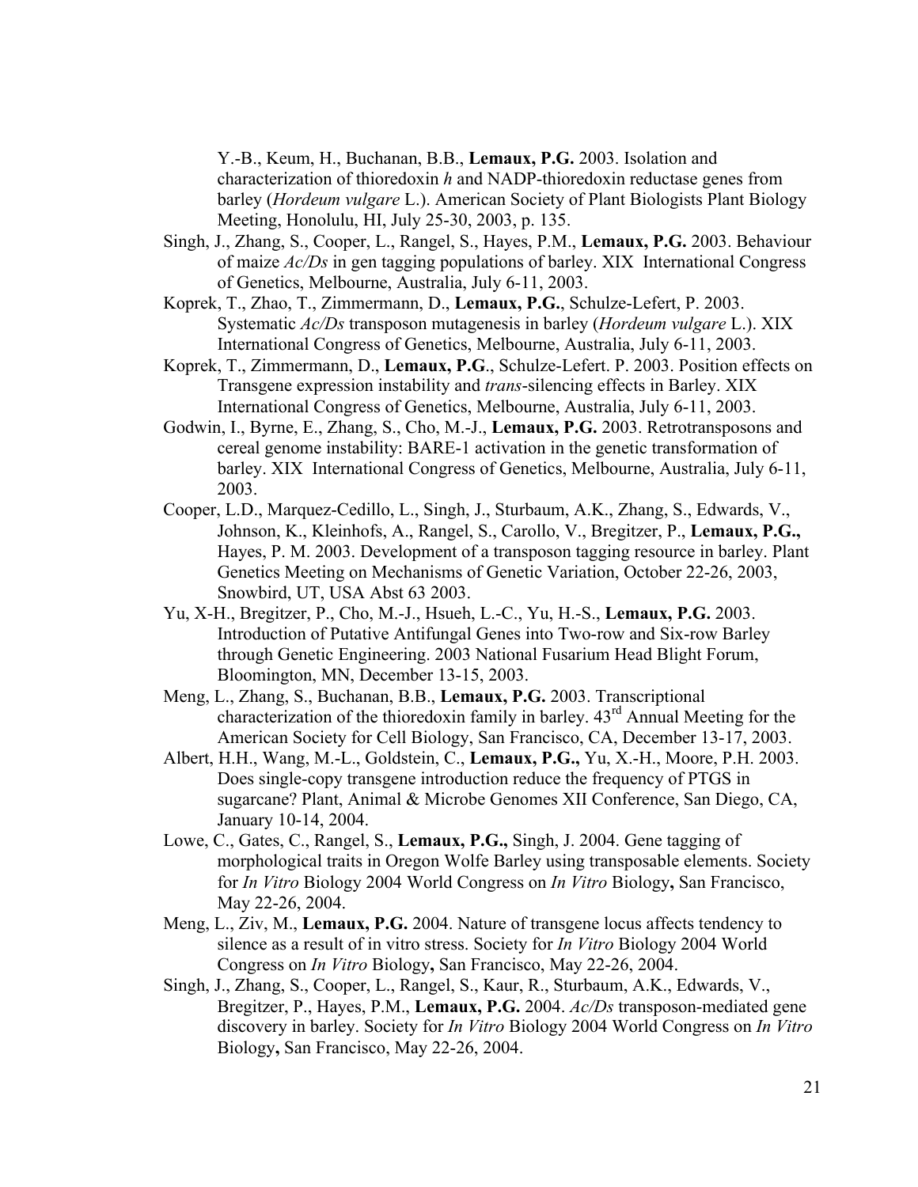Y.-B., Keum, H., Buchanan, B.B., **Lemaux, P.G.** 2003. Isolation and characterization of thioredoxin *h* and NADP-thioredoxin reductase genes from barley (*Hordeum vulgare* L.). American Society of Plant Biologists Plant Biology Meeting, Honolulu, HI, July 25-30, 2003, p. 135.

Singh, J., Zhang, S., Cooper, L., Rangel, S., Hayes, P.M., **Lemaux, P.G.** 2003. Behaviour of maize *Ac/Ds* in gen tagging populations of barley. XIX International Congress of Genetics, Melbourne, Australia, July 6-11, 2003.

Koprek, T., Zhao, T., Zimmermann, D., **Lemaux, P.G.**, Schulze-Lefert, P. 2003. Systematic *Ac/Ds* transposon mutagenesis in barley (*Hordeum vulgare* L.). XIX International Congress of Genetics, Melbourne, Australia, July 6-11, 2003.

Koprek, T., Zimmermann, D., **Lemaux, P.G**., Schulze-Lefert. P. 2003. Position effects on Transgene expression instability and *trans*-silencing effects in Barley. XIX International Congress of Genetics, Melbourne, Australia, July 6-11, 2003.

Godwin, I., Byrne, E., Zhang, S., Cho, M.-J., **Lemaux, P.G.** 2003. Retrotransposons and cereal genome instability: BARE-1 activation in the genetic transformation of barley. XIX International Congress of Genetics, Melbourne, Australia, July 6-11, 2003.

Cooper, L.D., Marquez-Cedillo, L., Singh, J., Sturbaum, A.K., Zhang, S., Edwards, V., Johnson, K., Kleinhofs, A., Rangel, S., Carollo, V., Bregitzer, P., **Lemaux, P.G.,** Hayes, P. M. 2003. Development of a transposon tagging resource in barley. Plant Genetics Meeting on Mechanisms of Genetic Variation, October 22-26, 2003, Snowbird, UT, USA Abst 63 2003.

Yu, X-H., Bregitzer, P., Cho, M.-J., Hsueh, L.-C., Yu, H.-S., **Lemaux, P.G.** 2003. Introduction of Putative Antifungal Genes into Two-row and Six-row Barley through Genetic Engineering. 2003 National Fusarium Head Blight Forum, Bloomington, MN, December 13-15, 2003.

Meng, L., Zhang, S., Buchanan, B.B., **Lemaux, P.G.** 2003. Transcriptional characterization of the thioredoxin family in barley. 43rd Annual Meeting for the American Society for Cell Biology, San Francisco, CA, December 13-17, 2003.

Albert, H.H., Wang, M.-L., Goldstein, C., **Lemaux, P.G.,** Yu, X.-H., Moore, P.H. 2003. Does single-copy transgene introduction reduce the frequency of PTGS in sugarcane? Plant, Animal & Microbe Genomes XII Conference, San Diego, CA, January 10-14, 2004.

Lowe, C., Gates, C., Rangel, S., **Lemaux, P.G.,** Singh, J. 2004. Gene tagging of morphological traits in Oregon Wolfe Barley using transposable elements. Society for *In Vitro* Biology 2004 World Congress on *In Vitro* Biology**,** San Francisco, May 22-26, 2004.

Meng, L., Ziv, M., **Lemaux, P.G.** 2004. Nature of transgene locus affects tendency to silence as a result of in vitro stress. Society for *In Vitro* Biology 2004 World Congress on *In Vitro* Biology**,** San Francisco, May 22-26, 2004.

Singh, J., Zhang, S., Cooper, L., Rangel, S., Kaur, R., Sturbaum, A.K., Edwards, V., Bregitzer, P., Hayes, P.M., **Lemaux, P.G.** 2004. *Ac/Ds* transposon-mediated gene discovery in barley. Society for *In Vitro* Biology 2004 World Congress on *In Vitro* Biology**,** San Francisco, May 22-26, 2004.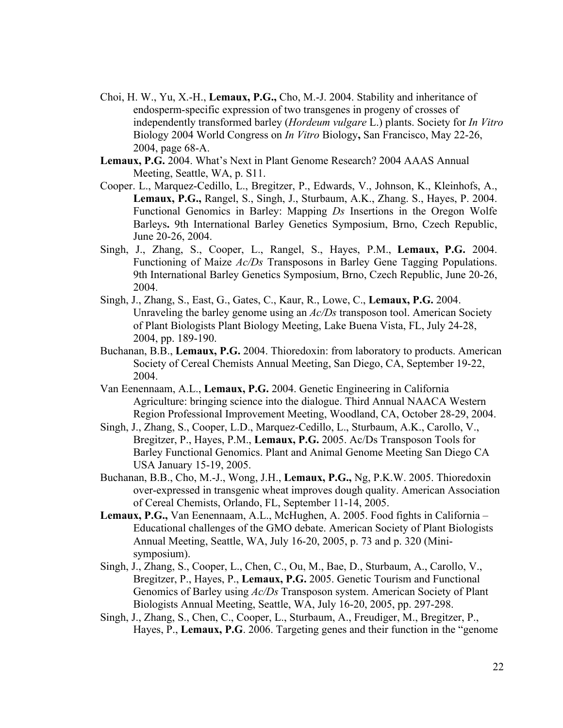Choi, H. W., Yu, X.-H., **Lemaux, P.G.,** Cho, M.-J. 2004. Stability and inheritance of endosperm-specific expression of two transgenes in progeny of crosses of independently transformed barley (*Hordeum vulgare* L.) plants. Society for *In Vitro* Biology 2004 World Congress on *In Vitro* Biology**,** San Francisco, May 22-26, 2004, page 68-A.

**Lemaux, P.G.** 2004. What's Next in Plant Genome Research? 2004 AAAS Annual Meeting, Seattle, WA, p. S11.

Cooper. L., Marquez-Cedillo, L., Bregitzer, P., Edwards, V., Johnson, K., Kleinhofs, A., **Lemaux, P.G.,** Rangel, S., Singh, J., Sturbaum, A.K., Zhang. S., Hayes, P. 2004. Functional Genomics in Barley: Mapping *Ds* Insertions in the Oregon Wolfe Barleys**.** 9th International Barley Genetics Symposium, Brno, Czech Republic, June 20-26, 2004.

Singh, J., Zhang, S., Cooper, L., Rangel, S., Hayes, P.M., **Lemaux, P.G.** 2004. Functioning of Maize *Ac/Ds* Transposons in Barley Gene Tagging Populations. 9th International Barley Genetics Symposium, Brno, Czech Republic, June 20-26, 2004.

Singh, J., Zhang, S., East, G., Gates, C., Kaur, R., Lowe, C., **Lemaux, P.G.** 2004. Unraveling the barley genome using an *Ac/Ds* transposon tool. American Society of Plant Biologists Plant Biology Meeting, Lake Buena Vista, FL, July 24-28, 2004, pp. 189-190.

Buchanan, B.B., **Lemaux, P.G.** 2004. Thioredoxin: from laboratory to products. American Society of Cereal Chemists Annual Meeting, San Diego, CA, September 19-22, 2004.

Van Eenennaam, A.L., **Lemaux, P.G.** 2004. Genetic Engineering in California Agriculture: bringing science into the dialogue. Third Annual NAACA Western Region Professional Improvement Meeting, Woodland, CA, October 28-29, 2004.

Singh, J., Zhang, S., Cooper, L.D., Marquez-Cedillo, L., Sturbaum, A.K., Carollo, V., Bregitzer, P., Hayes, P.M., **Lemaux, P.G.** 2005. Ac/Ds Transposon Tools for Barley Functional Genomics. Plant and Animal Genome Meeting San Diego CA USA January 15-19, 2005.

Buchanan, B.B., Cho, M.-J., Wong, J.H., **Lemaux, P.G.,** Ng, P.K.W. 2005. Thioredoxin over-expressed in transgenic wheat improves dough quality. American Association of Cereal Chemists, Orlando, FL, September 11-14, 2005.

**Lemaux, P.G.,** Van Eenennaam, A.L., McHughen, A. 2005. Food fights in California – Educational challenges of the GMO debate. American Society of Plant Biologists Annual Meeting, Seattle, WA, July 16-20, 2005, p. 73 and p. 320 (Mini-symposium).

Singh, J., Zhang, S., Cooper, L., Chen, C., Ou, M., Bae, D., Sturbaum, A., Carollo, V., Bregitzer, P., Hayes, P., **Lemaux, P.G.** 2005. Genetic Tourism and Functional Genomics of Barley using *Ac/Ds* Transposon system. American Society of Plant Biologists Annual Meeting, Seattle, WA, July 16-20, 2005, pp. 297-298.

Singh, J., Zhang, S., Chen, C., Cooper, L., Sturbaum, A., Freudiger, M., Bregitzer, P., Hayes, P., **Lemaux, P.G**. 2006. Targeting genes and their function in the "genome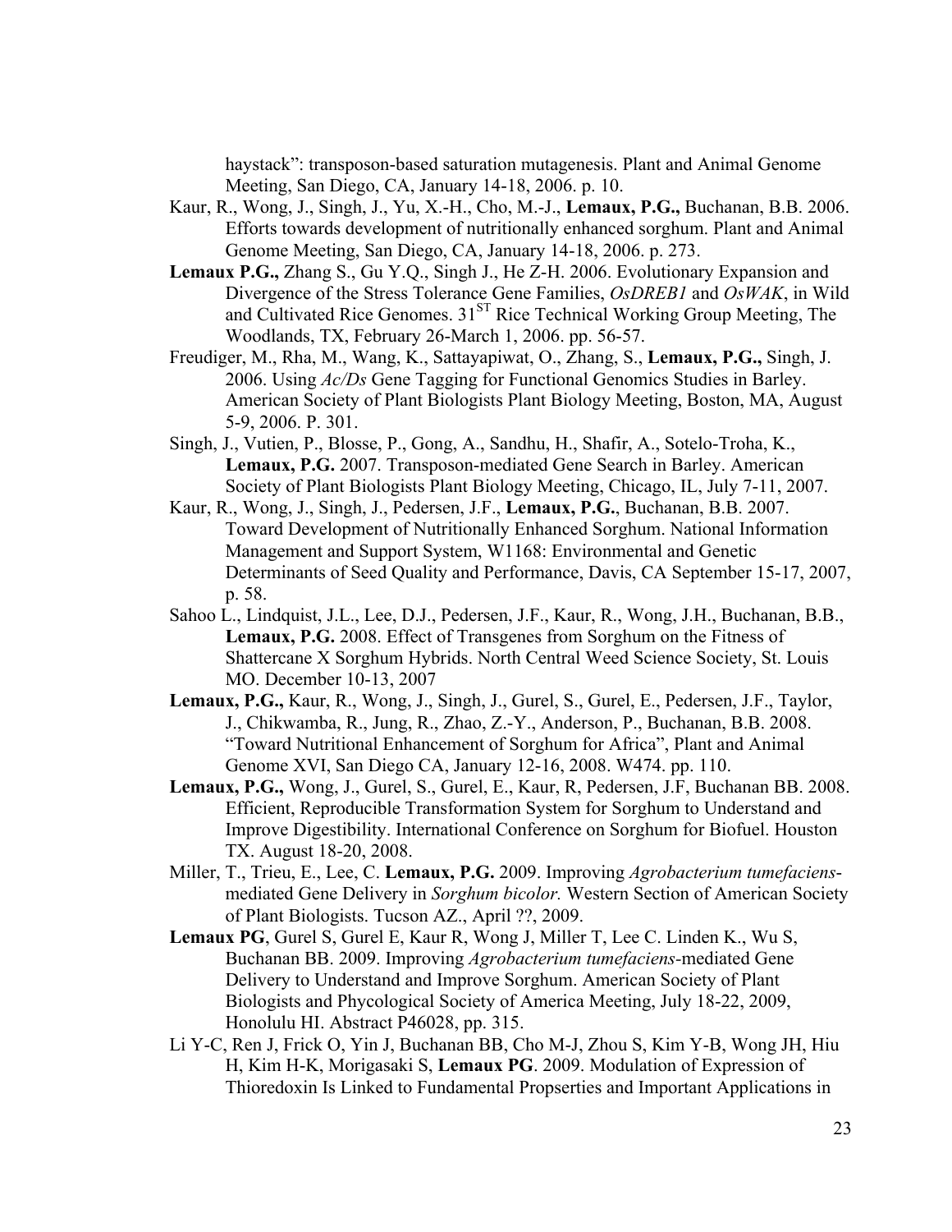haystack": transposon-based saturation mutagenesis. Plant and Animal Genome Meeting, San Diego, CA, January 14-18, 2006. p. 10.

Kaur, R., Wong, J., Singh, J., Yu, X.-H., Cho, M.-J., **Lemaux, P.G.,** Buchanan, B.B. 2006. Efforts towards development of nutritionally enhanced sorghum. Plant and Animal Genome Meeting, San Diego, CA, January 14-18, 2006. p. 273.

**Lemaux P.G.,** Zhang S., Gu Y.Q., Singh J., He Z-H. 2006. Evolutionary Expansion and Divergence of the Stress Tolerance Gene Families, *OsDREB1* and *OsWAK*, in Wild and Cultivated Rice Genomes. 31$^{ST}$ Rice Technical Working Group Meeting, The Woodlands, TX, February 26-March 1, 2006. pp. 56-57.

Freudiger, M., Rha, M., Wang, K., Sattayapiwat, O., Zhang, S., **Lemaux, P.G.,** Singh, J. 2006. Using *Ac/Ds* Gene Tagging for Functional Genomics Studies in Barley. American Society of Plant Biologists Plant Biology Meeting, Boston, MA, August 5-9, 2006. P. 301.

Singh, J., Vutien, P., Blosse, P., Gong, A., Sandhu, H., Shafir, A., Sotelo-Troha, K., **Lemaux, P.G.** 2007. Transposon-mediated Gene Search in Barley. American Society of Plant Biologists Plant Biology Meeting, Chicago, IL, July 7-11, 2007.

Kaur, R., Wong, J., Singh, J., Pedersen, J.F., **Lemaux, P.G.**, Buchanan, B.B. 2007. Toward Development of Nutritionally Enhanced Sorghum. National Information Management and Support System, W1168: Environmental and Genetic Determinants of Seed Quality and Performance, Davis, CA September 15-17, 2007, p. 58.

Sahoo L., Lindquist, J.L., Lee, D.J., Pedersen, J.F., Kaur, R., Wong, J.H., Buchanan, B.B., **Lemaux, P.G.** 2008. Effect of Transgenes from Sorghum on the Fitness of Shattercane X Sorghum Hybrids. North Central Weed Science Society, St. Louis MO. December 10-13, 2007

**Lemaux, P.G.,** Kaur, R., Wong, J., Singh, J., Gurel, S., Gurel, E., Pedersen, J.F., Taylor, J., Chikwamba, R., Jung, R., Zhao, Z.-Y., Anderson, P., Buchanan, B.B. 2008. "Toward Nutritional Enhancement of Sorghum for Africa", Plant and Animal Genome XVI, San Diego CA, January 12-16, 2008. W474. pp. 110.

**Lemaux, P.G.,** Wong, J., Gurel, S., Gurel, E., Kaur, R, Pedersen, J.F, Buchanan BB. 2008. Efficient, Reproducible Transformation System for Sorghum to Understand and Improve Digestibility. International Conference on Sorghum for Biofuel. Houston TX. August 18-20, 2008.

Miller, T., Trieu, E., Lee, C. **Lemaux, P.G.** 2009. Improving *Agrobacterium tumefaciens*-mediated Gene Delivery in *Sorghum bicolor.* Western Section of American Society of Plant Biologists. Tucson AZ., April ??, 2009.

**Lemaux PG**, Gurel S, Gurel E, Kaur R, Wong J, Miller T, Lee C. Linden K., Wu S, Buchanan BB. 2009. Improving *Agrobacterium tumefaciens*-mediated Gene Delivery to Understand and Improve Sorghum. American Society of Plant Biologists and Phycological Society of America Meeting, July 18-22, 2009, Honolulu HI. Abstract P46028, pp. 315.

Li Y-C, Ren J, Frick O, Yin J, Buchanan BB, Cho M-J, Zhou S, Kim Y-B, Wong JH, Hiu H, Kim H-K, Morigasaki S, **Lemaux PG**. 2009. Modulation of Expression of Thioredoxin Is Linked to Fundamental Propserties and Important Applications in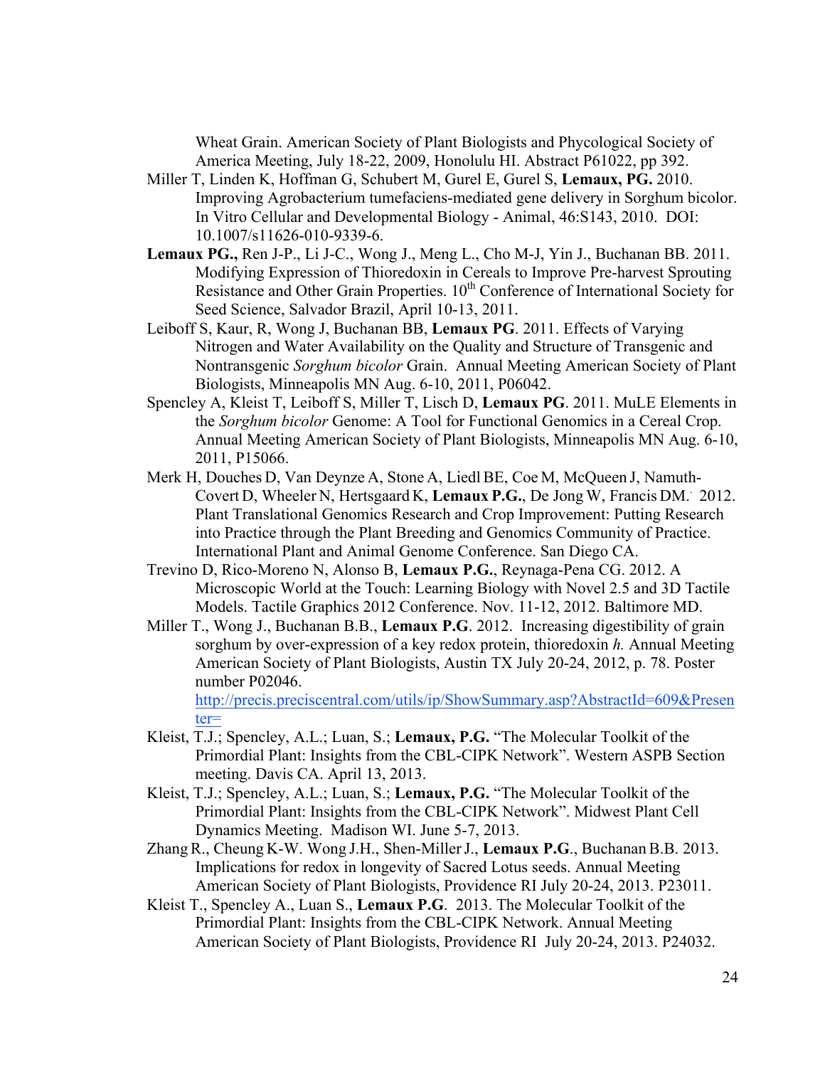Wheat Grain. American Society of Plant Biologists and Phycological Society of America Meeting, July 18-22, 2009, Honolulu HI. Abstract P61022, pp 392.

Miller T, Linden K, Hoffman G, Schubert M, Gurel E, Gurel S, **Lemaux, PG.** 2010. Improving Agrobacterium tumefaciens-mediated gene delivery in Sorghum bicolor. In Vitro Cellular and Developmental Biology - Animal, 46:S143, 2010. DOI: 10.1007/s11626-010-9339-6.

**Lemaux PG.,** Ren J-P., Li J-C., Wong J., Meng L., Cho M-J, Yin J., Buchanan BB. 2011. Modifying Expression of Thioredoxin in Cereals to Improve Pre-harvest Sprouting Resistance and Other Grain Properties. 10th Conference of International Society for Seed Science, Salvador Brazil, April 10-13, 2011.

Leiboff S, Kaur, R, Wong J, Buchanan BB, **Lemaux PG**. 2011. Effects of Varying Nitrogen and Water Availability on the Quality and Structure of Transgenic and Nontransgenic *Sorghum bicolor* Grain. Annual Meeting American Society of Plant Biologists, Minneapolis MN Aug. 6-10, 2011, P06042.

Spencley A, Kleist T, Leiboff S, Miller T, Lisch D, **Lemaux PG**. 2011. MuLE Elements in the *Sorghum bicolor* Genome: A Tool for Functional Genomics in a Cereal Crop. Annual Meeting American Society of Plant Biologists, Minneapolis MN Aug. 6-10, 2011, P15066.

Merk H, Douches D, Van Deynze A, Stone A, Liedl BE, Coe M, McQueen J, Namuth-Covert D, Wheeler N, Hertsgaard K, **Lemaux P.G.**, De Jong W, Francis DM. 2012. Plant Translational Genomics Research and Crop Improvement: Putting Research into Practice through the Plant Breeding and Genomics Community of Practice. International Plant and Animal Genome Conference. San Diego CA.

Trevino D, Rico-Moreno N, Alonso B, **Lemaux P.G.**, Reynaga-Pena CG. 2012. A Microscopic World at the Touch: Learning Biology with Novel 2.5 and 3D Tactile Models. Tactile Graphics 2012 Conference. Nov. 11-12, 2012. Baltimore MD.

Miller T., Wong J., Buchanan B.B., **Lemaux P.G**. 2012. Increasing digestibility of grain sorghum by over-expression of a key redox protein, thioredoxin *h.* Annual Meeting American Society of Plant Biologists, Austin TX July 20-24, 2012, p. 78. Poster number P02046. http://precis.preciscentral.com/utils/ip/ShowSummary.asp?AbstractId=609&Presenter=

Kleist, T.J.; Spencley, A.L.; Luan, S.; **Lemaux, P.G.** "The Molecular Toolkit of the Primordial Plant: Insights from the CBL-CIPK Network". Western ASPB Section meeting. Davis CA. April 13, 2013.

Kleist, T.J.; Spencley, A.L.; Luan, S.; **Lemaux, P.G.** "The Molecular Toolkit of the Primordial Plant: Insights from the CBL-CIPK Network". Midwest Plant Cell Dynamics Meeting. Madison WI. June 5-7, 2013.

Zhang R., Cheung K-W. Wong J.H., Shen-Miller J., **Lemaux P.G**., Buchanan B.B. 2013. Implications for redox in longevity of Sacred Lotus seeds. Annual Meeting American Society of Plant Biologists, Providence RI July 20-24, 2013. P23011.

Kleist T., Spencley A., Luan S., **Lemaux P.G**. 2013. The Molecular Toolkit of the Primordial Plant: Insights from the CBL-CIPK Network. Annual Meeting American Society of Plant Biologists, Providence RI July 20-24, 2013. P24032.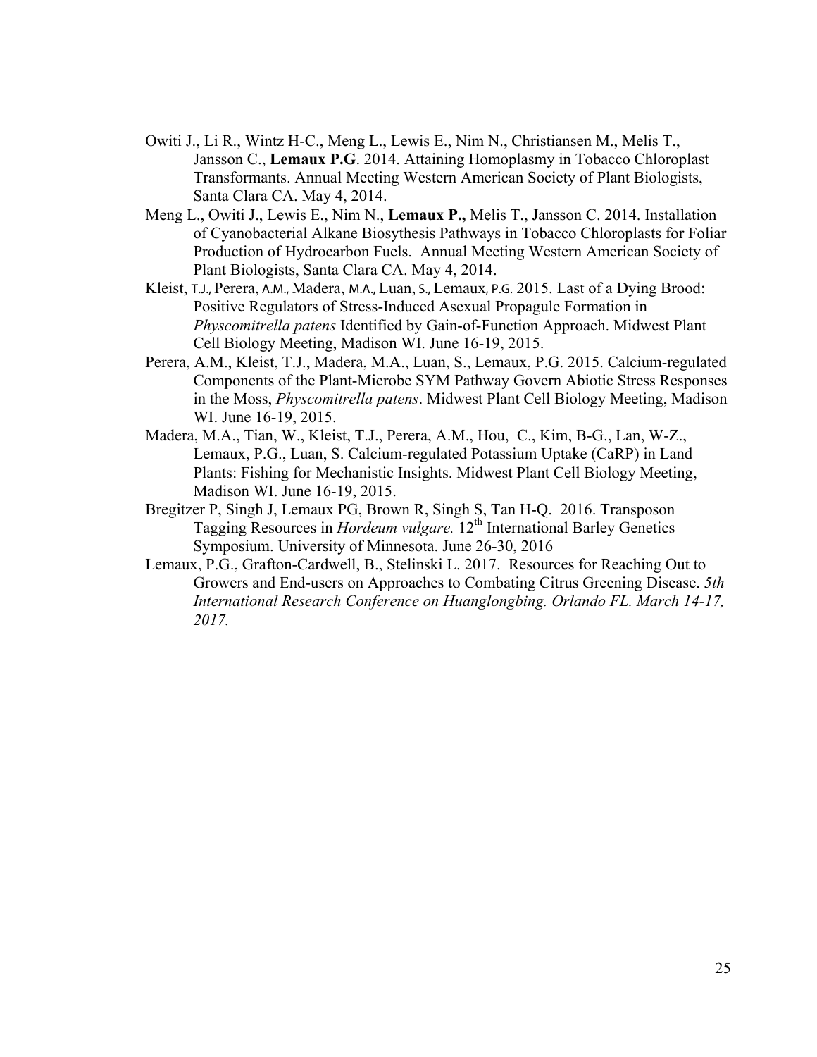Owiti J., Li R., Wintz H-C., Meng L., Lewis E., Nim N., Christiansen M., Melis T., Jansson C., **Lemaux P.G**. 2014. Attaining Homoplasmy in Tobacco Chloroplast Transformants. Annual Meeting Western American Society of Plant Biologists, Santa Clara CA. May 4, 2014.

Meng L., Owiti J., Lewis E., Nim N., **Lemaux P.,** Melis T., Jansson C. 2014. Installation of Cyanobacterial Alkane Biosythesis Pathways in Tobacco Chloroplasts for Foliar Production of Hydrocarbon Fuels. Annual Meeting Western American Society of Plant Biologists, Santa Clara CA. May 4, 2014.

Kleist, T.J., Perera, A.M., Madera, M.A., Luan, S., Lemaux, P.G. 2015. Last of a Dying Brood: Positive Regulators of Stress-Induced Asexual Propagule Formation in *Physcomitrella patens* Identified by Gain-of-Function Approach. Midwest Plant Cell Biology Meeting, Madison WI. June 16-19, 2015.

Perera, A.M., Kleist, T.J., Madera, M.A., Luan, S., Lemaux, P.G. 2015. Calcium-regulated Components of the Plant-Microbe SYM Pathway Govern Abiotic Stress Responses in the Moss, *Physcomitrella patens*. Midwest Plant Cell Biology Meeting, Madison WI. June 16-19, 2015.

Madera, M.A., Tian, W., Kleist, T.J., Perera, A.M., Hou, C., Kim, B-G., Lan, W-Z., Lemaux, P.G., Luan, S. Calcium-regulated Potassium Uptake (CaRP) in Land Plants: Fishing for Mechanistic Insights. Midwest Plant Cell Biology Meeting, Madison WI. June 16-19, 2015.

Bregitzer P, Singh J, Lemaux PG, Brown R, Singh S, Tan H-Q. 2016. Transposon Tagging Resources in *Hordeum vulgare.* 12th International Barley Genetics Symposium. University of Minnesota. June 26-30, 2016

Lemaux, P.G., Grafton-Cardwell, B., Stelinski L. 2017. Resources for Reaching Out to Growers and End-users on Approaches to Combating Citrus Greening Disease. *5th International Research Conference on Huanglongbing. Orlando FL. March 14-17, 2017.*